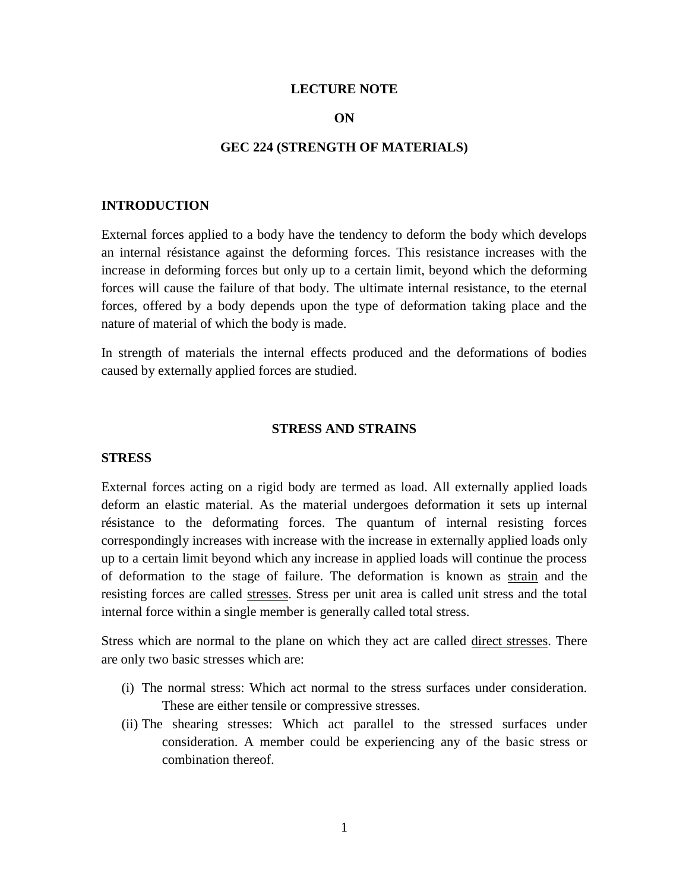**LECTURE NOTE**

**ON**

**GEC 224 (STRENGTH OF MATERIALS)**

## INTRODUCTION

External forces applied to a body have the tendency to deform the body which develops an internal résistance against the deforming forces. This resistance increases with the increase in deforming forces but only up to a certain limit, beyond which the deforming forces will cause the failure of that body. The ultimate internal resistance, to the eternal forces, offered by a body depends upon the type of deformation taking place and the nature of material of which the body is made.

In strength of materials the internal effects produced and the deformations of bodies caused by externally applied forces are studied.

## STRESS AND STRAINS

### STRESS

External forces acting on a rigid body are termed as load. All externally applied loads deform an elastic material. As the material undergoes deformation it sets up internal résistance to the deformating forces. The quantum of internal resisting forces correspondingly increases with increase with the increase in externally applied loads only up to a certain limit beyond which any increase in applied loads will continue the process of deformation to the stage of failure. The deformation is known as <u>strain</u> and the resisting forces are called <u>stresses</u>. Stress per unit area is called unit stress and the total internal force within a single member is generally called total stress.

Stress which are normal to the plane on which they act are called <u>direct stresses</u>. There are only two basic stresses which are:

(i) The normal stress: Which act normal to the stress surfaces under consideration. These are either tensile or compressive stresses.

(ii) The shearing stresses: Which act parallel to the stressed surfaces under consideration. A member could be experiencing any of the basic stress or combination thereof.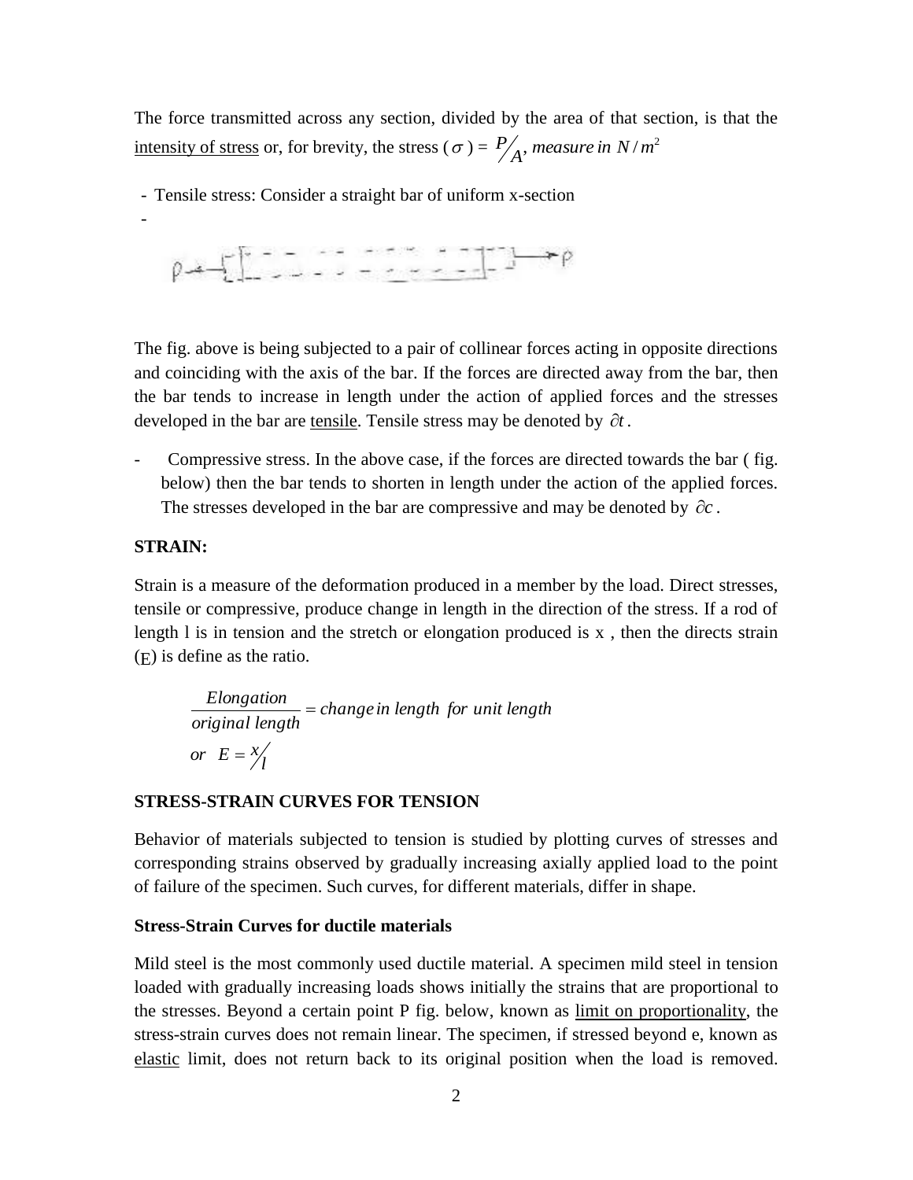The force transmitted across any section, divided by the area of that section, is that the intensity of stress or, for brevity, the stress ($\sigma$) = $P/A$, *measure in* $N/m^2$

- Tensile stress: Consider a straight bar of uniform x-section
-

The fig. above is being subjected to a pair of collinear forces acting in opposite directions and coinciding with the axis of the bar. If the forces are directed away from the bar, then the bar tends to increase in length under the action of applied forces and the stresses developed in the bar are tensile. Tensile stress may be denoted by $\partial t$.

- Compressive stress. In the above case, if the forces are directed towards the bar ( fig. below) then the bar tends to shorten in length under the action of the applied forces. The stresses developed in the bar are compressive and may be denoted by $\partial c$.

**STRAIN:**

Strain is a measure of the deformation produced in a member by the load. Direct stresses, tensile or compressive, produce change in length in the direction of the stress. If a rod of length l is in tension and the stretch or elongation produced is x , then the directs strain (E) is define as the ratio.

$$\frac{Elongation}{original\ length} = change\ in\ length\ for\ unit\ length$$

$$or\ \ E = x/l$$

**STRESS-STRAIN CURVES FOR TENSION**

Behavior of materials subjected to tension is studied by plotting curves of stresses and corresponding strains observed by gradually increasing axially applied load to the point of failure of the specimen. Such curves, for different materials, differ in shape.

**Stress-Strain Curves for ductile materials**

Mild steel is the most commonly used ductile material. A specimen mild steel in tension loaded with gradually increasing loads shows initially the strains that are proportional to the stresses. Beyond a certain point P fig. below, known as limit on proportionality, the stress-strain curves does not remain linear. The specimen, if stressed beyond e, known as elastic limit, does not return back to its original position when the load is removed.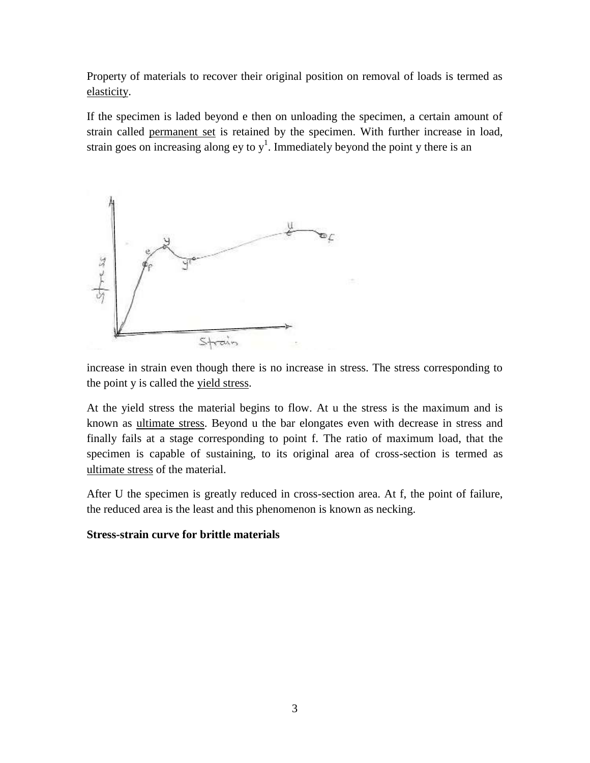Property of materials to recover their original position on removal of loads is termed as elasticity.

If the specimen is laded beyond e then on unloading the specimen, a certain amount of strain called permanent set is retained by the specimen. With further increase in load, strain goes on increasing along ey to $y^1$. Immediately beyond the point y there is an increase in strain even though there is no increase in stress. The stress corresponding to the point y is called the yield stress.

At the yield stress the material begins to flow. At u the stress is the maximum and is known as ultimate stress. Beyond u the bar elongates even with decrease in stress and finally fails at a stage corresponding to point f. The ratio of maximum load, that the specimen is capable of sustaining, to its original area of cross-section is termed as ultimate stress of the material.

After U the specimen is greatly reduced in cross-section area. At f, the point of failure, the reduced area is the least and this phenomenon is known as necking.

**Stress-strain curve for brittle materials**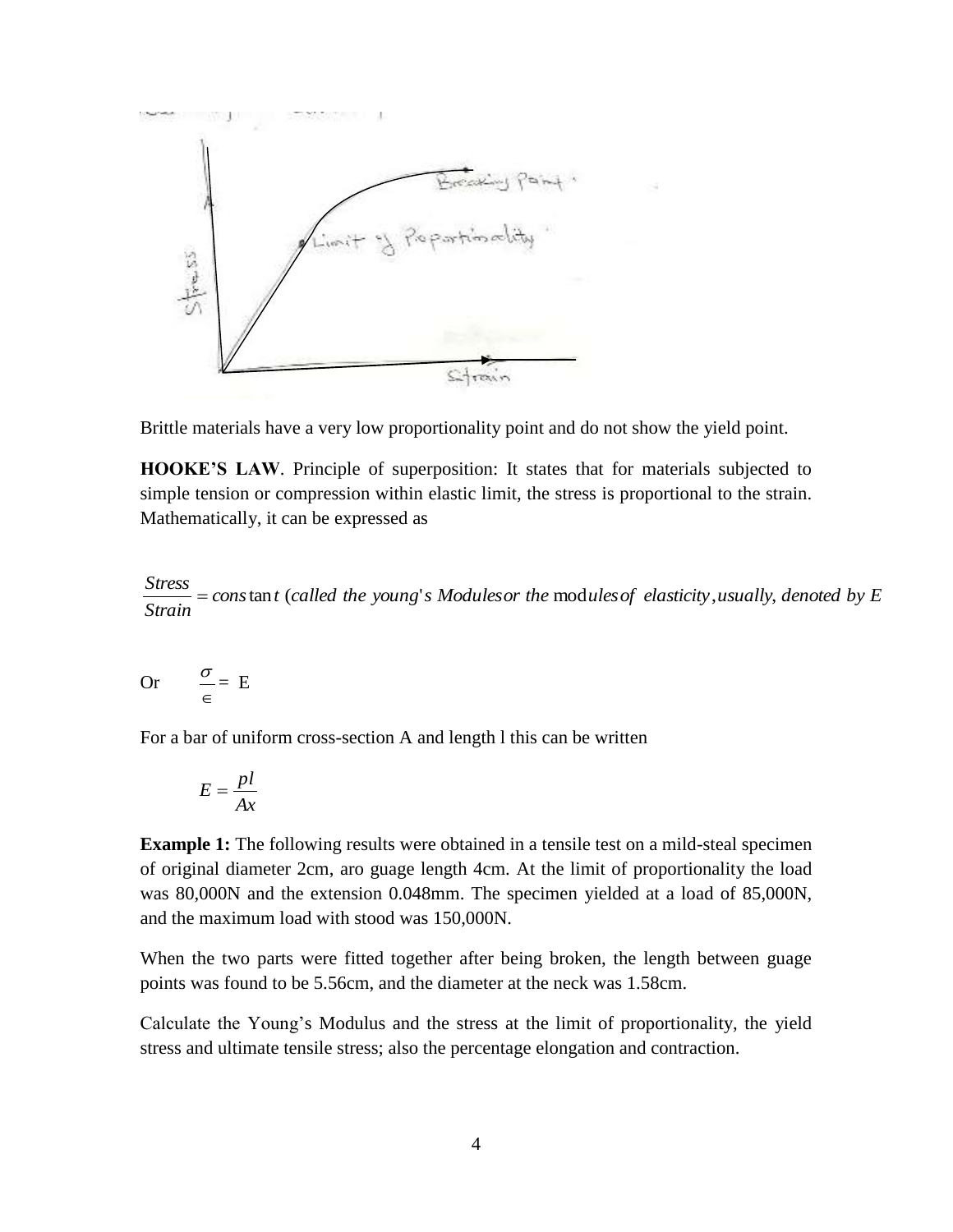Brittle materials have a very low proportionality point and do not show the yield point.

**HOOKE'S LAW**. Principle of superposition: It states that for materials subjected to simple tension or compression within elastic limit, the stress is proportional to the strain. Mathematically, it can be expressed as

$$\frac{Stress}{Strain} = constant \text{ (called the young's Modules or the modules of elasticity, usually, denoted by E}$$

Or $\quad \frac{\sigma}{\in} = E$

For a bar of uniform cross-section A and length l this can be written

$$E = \frac{pl}{Ax}$$

**Example 1:** The following results were obtained in a tensile test on a mild-steal specimen of original diameter 2cm, aro guage length 4cm. At the limit of proportionality the load was 80,000N and the extension 0.048mm. The specimen yielded at a load of 85,000N, and the maximum load with stood was 150,000N.

When the two parts were fitted together after being broken, the length between guage points was found to be 5.56cm, and the diameter at the neck was 1.58cm.

Calculate the Young's Modulus and the stress at the limit of proportionality, the yield stress and ultimate tensile stress; also the percentage elongation and contraction.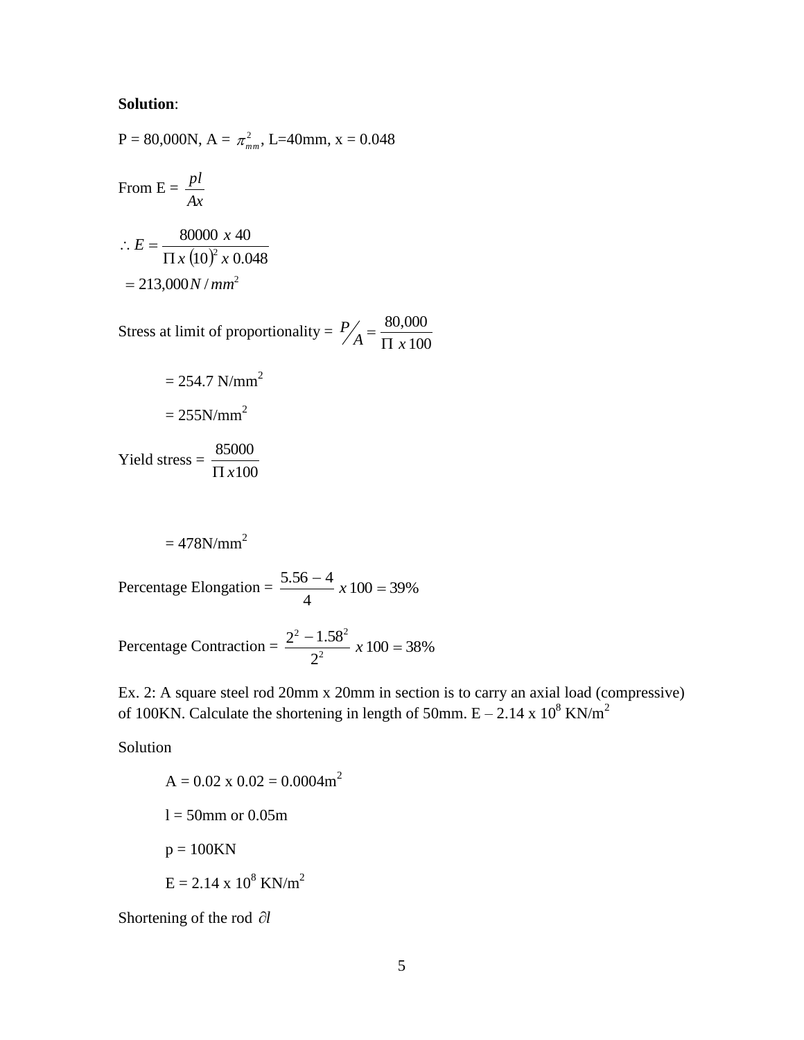**Solution**:

P = 80,000N, A = $\pi^2_{mm}$, L=40mm, x = 0.048

From E = $\frac{pl}{Ax}$

$$\therefore E = \frac{80000 \ x \ 40}{\Pi \, x \, (10)^2 \, x \ 0.048}$$

$$= 213{,}000 N/mm^2$$

Stress at limit of proportionality = $P/A = \frac{80{,}000}{\Pi \ x \, 100}$

= 254.7 N/mm$^2$

= 255N/mm$^2$

Yield stress = $\frac{85000}{\Pi \, x 100}$

= 478N/mm$^2$

Percentage Elongation = $\frac{5.56 - 4}{4} \, x \, 100 = 39\%$

Percentage Contraction = $\frac{2^2 - 1.58^2}{2^2} \, x \, 100 = 38\%$

Ex. 2: A square steel rod 20mm x 20mm in section is to carry an axial load (compressive) of 100KN. Calculate the shortening in length of 50mm. E – 2.14 x 10$^8$ KN/m$^2$

Solution

A = 0.02 x 0.02 = 0.0004m$^2$

l = 50mm or 0.05m

p = 100KN

E = 2.14 x 10$^8$ KN/m$^2$

Shortening of the rod $\partial l$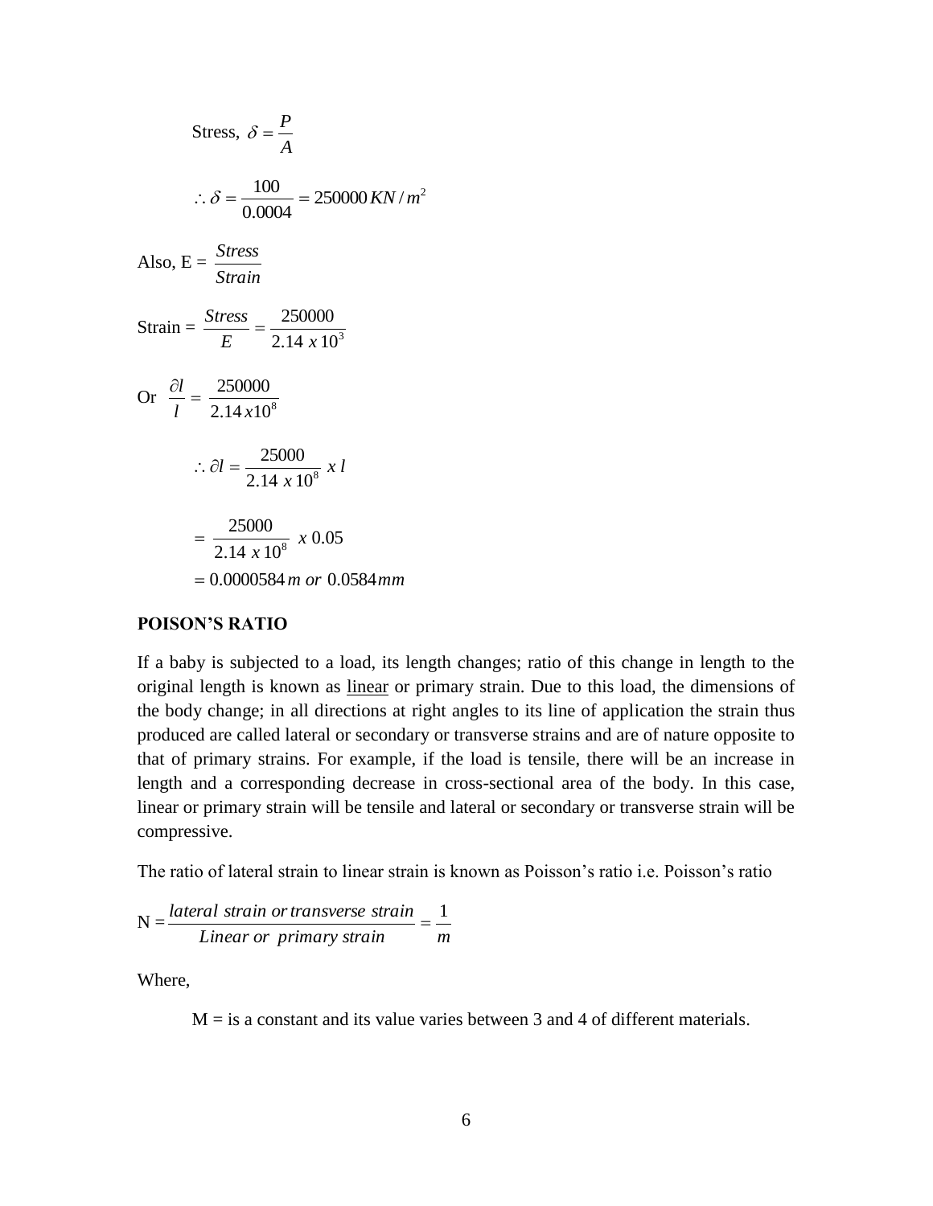Stress, $\delta = \frac{P}{A}$

$$\therefore \delta = \frac{100}{0.0004} = 250000\,KN/m^2$$

Also, E = $\frac{Stress}{Strain}$

Strain = $\frac{Stress}{E} = \frac{250000}{2.14\ x\ 10^3}$

Or $\frac{\partial l}{l} = \frac{250000}{2.14 x 10^8}$

$$\therefore \partial l = \frac{25000}{2.14\ x\ 10^8}\ x\ l$$

$$= \frac{25000}{2.14\ x\ 10^8}\ x\ 0.05$$

$$= 0.0000584\,m\ or\ 0.0584\,mm$$

**POISON'S RATIO**

If a baby is subjected to a load, its length changes; ratio of this change in length to the original length is known as linear or primary strain. Due to this load, the dimensions of the body change; in all directions at right angles to its line of application the strain thus produced are called lateral or secondary or transverse strains and are of nature opposite to that of primary strains. For example, if the load is tensile, there will be an increase in length and a corresponding decrease in cross-sectional area of the body. In this case, linear or primary strain will be tensile and lateral or secondary or transverse strain will be compressive.

The ratio of lateral strain to linear strain is known as Poisson's ratio i.e. Poisson's ratio

$$N = \frac{lateral\ strain\ or\ transverse\ strain}{Linear\ or\ primary\ strain} = \frac{1}{m}$$

Where,

M = is a constant and its value varies between 3 and 4 of different materials.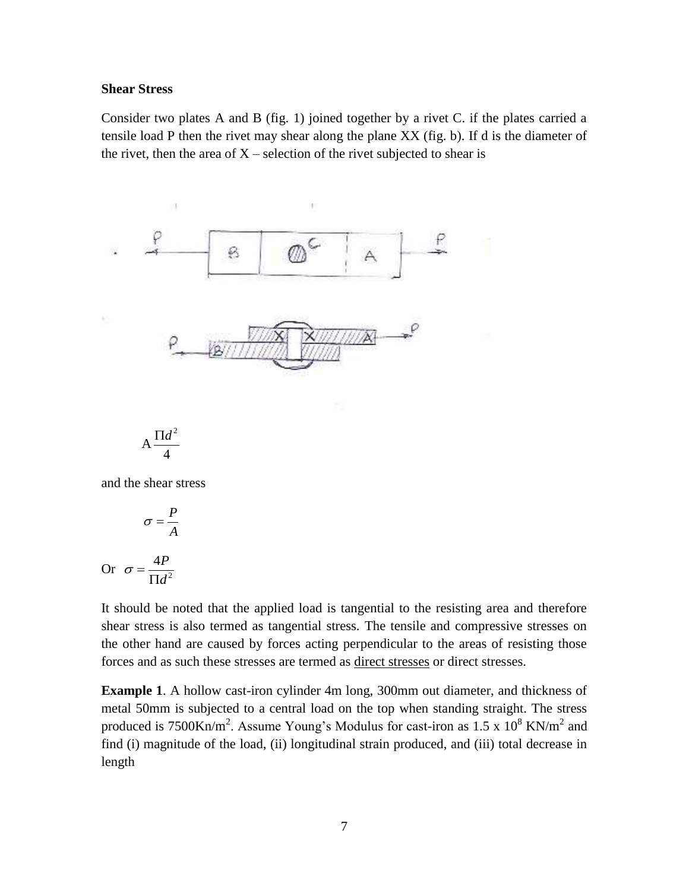**Shear Stress**

Consider two plates A and B (fig. 1) joined together by a rivet C. if the plates carried a tensile load P then the rivet may shear along the plane XX (fig. b). If d is the diameter of the rivet, then the area of X – selection of the rivet subjected to shear is

$$A \frac{\Pi d^2}{4}$$

and the shear stress

$$\sigma = \frac{P}{A}$$

Or $\sigma = \dfrac{4P}{\Pi d^2}$

It should be noted that the applied load is tangential to the resisting area and therefore shear stress is also termed as tangential stress. The tensile and compressive stresses on the other hand are caused by forces acting perpendicular to the areas of resisting those forces and as such these stresses are termed as direct stresses or direct stresses.

**Example 1**. A hollow cast-iron cylinder 4m long, 300mm out diameter, and thickness of metal 50mm is subjected to a central load on the top when standing straight. The stress produced is 7500Kn/m$^2$. Assume Young's Modulus for cast-iron as 1.5 x 10$^8$ KN/m$^2$ and find (i) magnitude of the load, (ii) longitudinal strain produced, and (iii) total decrease in length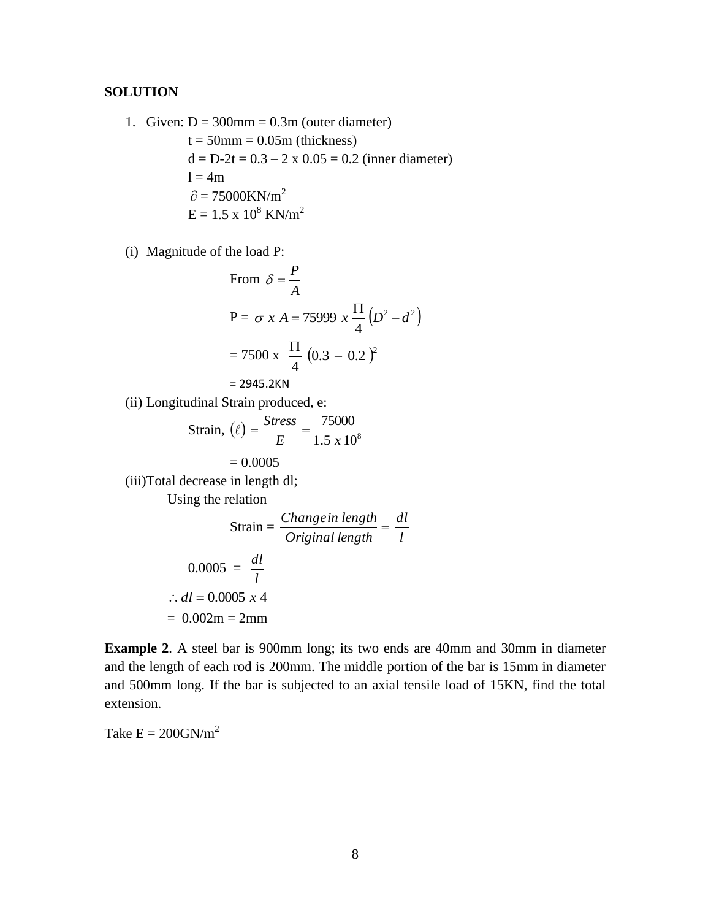**SOLUTION**

1. Given: D = 300mm = 0.3m (outer diameter)

   t = 50mm = 0.05m (thickness)

   d = D-2t = 0.3 – 2 x 0.05 = 0.2 (inner diameter)

   l = 4m

   $\partial$ = 75000KN/m$^2$

   E = 1.5 x 10$^8$ KN/m$^2$

(i) Magnitude of the load P:

From $\delta = \frac{P}{A}$

P = $\sigma \ x \ A = 75999 \ x \ \frac{\Pi}{4}\left(D^2 - d^2\right)$

= 7500 x $\frac{\Pi}{4}\left(0.3 - 0.2\right)^2$

= 2945.2KN

(ii) Longitudinal Strain produced, e:

Strain, $(\ell) = \frac{Stress}{E} = \frac{75000}{1.5 \ x \ 10^8}$

= 0.0005

(iii)Total decrease in length dl;

Using the relation

Strain = $\frac{Change \, in \, length}{Original \, length} = \frac{dl}{l}$

$0.0005 = \frac{dl}{l}$

$\therefore dl = 0.0005 \ x \ 4$

= 0.002m = 2mm

**Example 2**. A steel bar is 900mm long; its two ends are 40mm and 30mm in diameter and the length of each rod is 200mm. The middle portion of the bar is 15mm in diameter and 500mm long. If the bar is subjected to an axial tensile load of 15KN, find the total extension.

Take E = 200GN/m$^2$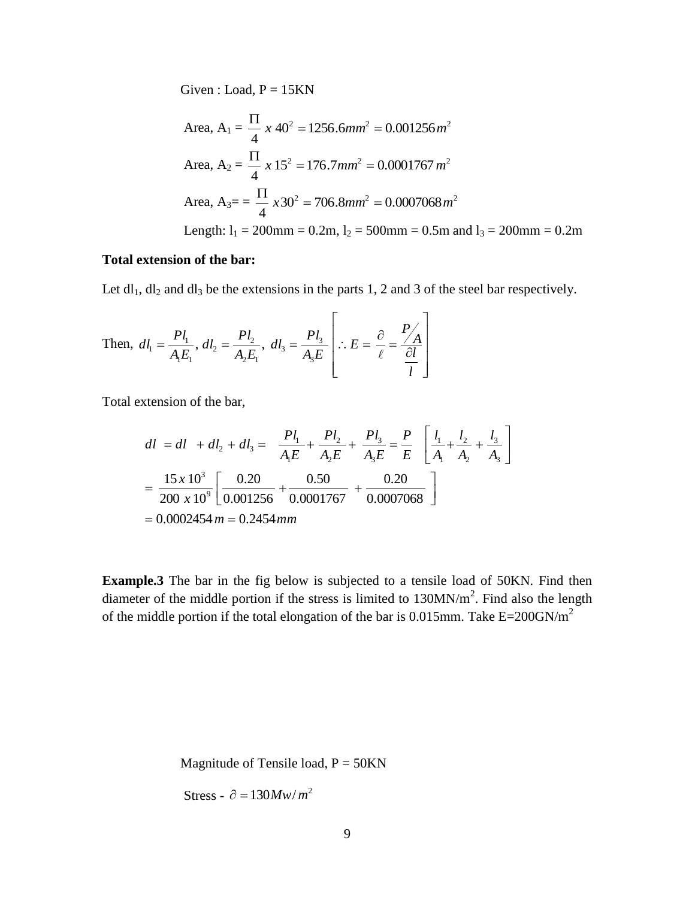Given : Load, P = 15KN

Area, $A_1 = \frac{\Pi}{4} x\ 40^2 = 1256.6 mm^2 = 0.001256 m^2$

Area, $A_2 = \frac{\Pi}{4} x\ 15^2 = 176.7 mm^2 = 0.0001767\ m^2$

Area, $A_3 = = \frac{\Pi}{4} x 30^2 = 706.8 mm^2 = 0.0007068 m^2$

Length: $l_1$ = 200mm = 0.2m, $l_2$ = 500mm = 0.5m and $l_3$ = 200mm = 0.2m

**Total extension of the bar:**

Let $dl_1$, $dl_2$ and $dl_3$ be the extensions in the parts 1, 2 and 3 of the steel bar respectively.

Then, $dl_1 = \frac{Pl_1}{A_1 E_1},\ dl_2 = \frac{Pl_2}{A_2 E_1},\ dl_3 = \frac{Pl_3}{A_3 E}\ \left[ \therefore E = \frac{\partial}{\ell} = \frac{P/A}{\frac{\partial l}{l}} \right]$

Total extension of the bar,

$$dl = dl + dl_2 + dl_3 = \frac{Pl_1}{A_1 E} + \frac{Pl_2}{A_2 E} + \frac{Pl_3}{A_3 E} = \frac{P}{E} \left[ \frac{l_1}{A_1} + \frac{l_2}{A_2} + \frac{l_3}{A_3} \right]$$

$$= \frac{15 x 10^3}{200\ x 10^9} \left[ \frac{0.20}{0.001256} + \frac{0.50}{0.0001767} + \frac{0.20}{0.0007068} \right]$$

$$= 0.0002454 m = 0.2454 mm$$

**Example.3** The bar in the fig below is subjected to a tensile load of 50KN. Find then diameter of the middle portion if the stress is limited to 130MN/m$^2$. Find also the length of the middle portion if the total elongation of the bar is 0.015mm. Take E=200GN/m$^2$

Magnitude of Tensile load, P = 50KN

Stress - $\partial = 130 Mw / m^2$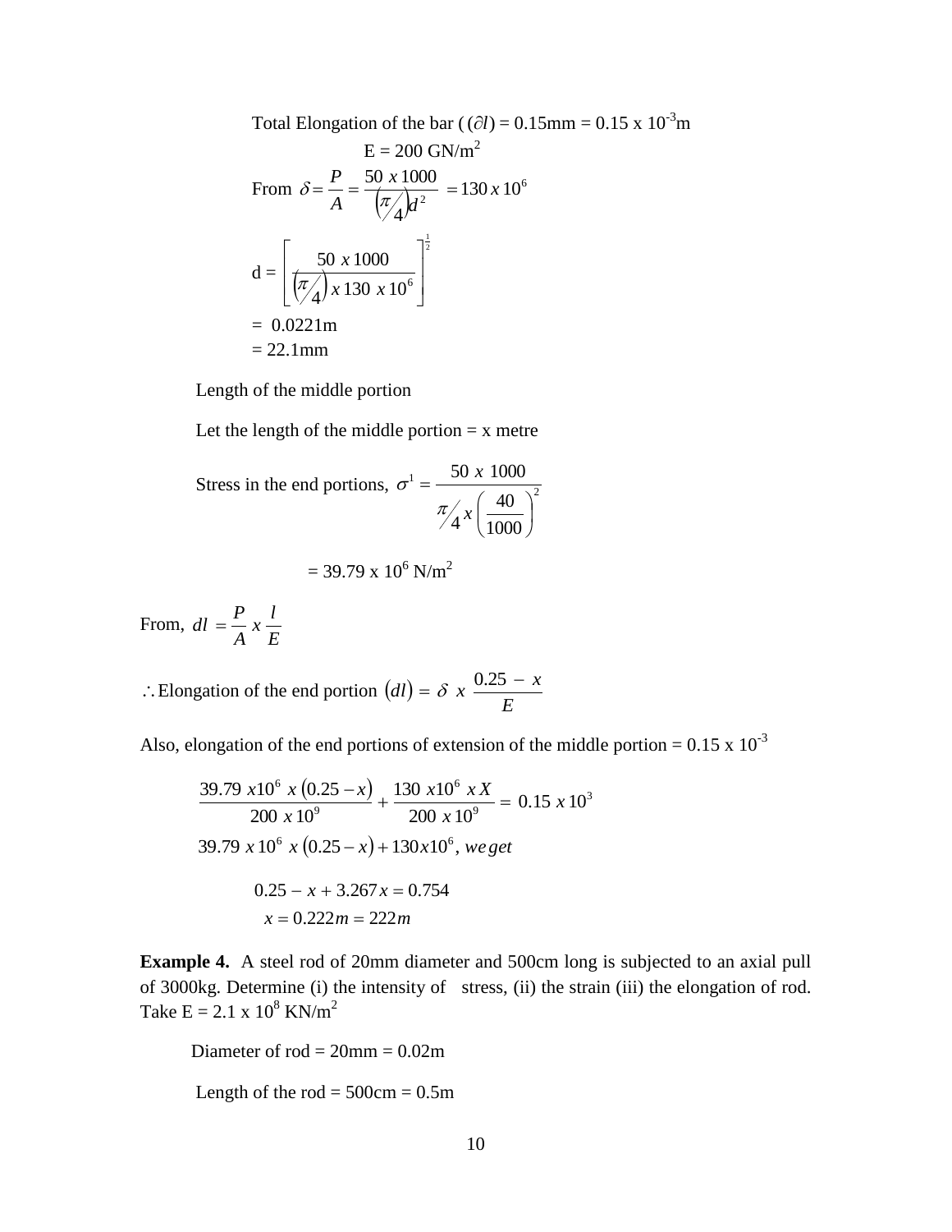Total Elongation of the bar ( $(\partial l)$ = 0.15mm = 0.15 x $10^{-3}$m

E = 200 GN/m$^2$

From $\delta = \frac{P}{A} = \frac{50 \; x \, 1000}{\left(\frac{\pi}{4}\right) d^2} = 130 \, x \, 10^6$

$$d = \left[ \frac{50 \; x \, 1000}{\left(\frac{\pi}{4}\right) x \, 130 \; x \, 10^6} \right]^{\frac{1}{2}}$$

= 0.0221m

= 22.1mm

Length of the middle portion

Let the length of the middle portion = x metre

Stress in the end portions, $\sigma^1 = \frac{50 \; x \; 1000}{\frac{\pi}{4} x \left(\frac{40}{1000}\right)^2}$

= 39.79 x $10^6$ N/m$^2$

From, $dl = \frac{P}{A} \, x \, \frac{l}{E}$

$\therefore$ Elongation of the end portion $(dl) = \delta \;\; x \;\; \frac{0.25 \; - \; x}{E}$

Also, elongation of the end portions of extension of the middle portion = 0.15 x $10^{-3}$

$$\frac{39.79 \; x 10^6 \;\; x \; (0.25 - x)}{200 \; x \, 10^9} + \frac{130 \; x 10^6 \;\; x \, X}{200 \; x \, 10^9} = \; 0.15 \; x \, 10^3$$

$$39.79 \; x \, 10^6 \;\; x \; (0.25 - x) + 130 x 10^6, \; we \, get$$

$$0.25 - x + 3.267 x = 0.754$$

$$x = 0.222 m = 222 m$$

**Example 4.** A steel rod of 20mm diameter and 500cm long is subjected to an axial pull of 3000kg. Determine (i) the intensity of stress, (ii) the strain (iii) the elongation of rod. Take E = 2.1 x $10^8$ KN/m$^2$

Diameter of rod = 20mm = 0.02m

Length of the rod = 500cm = 0.5m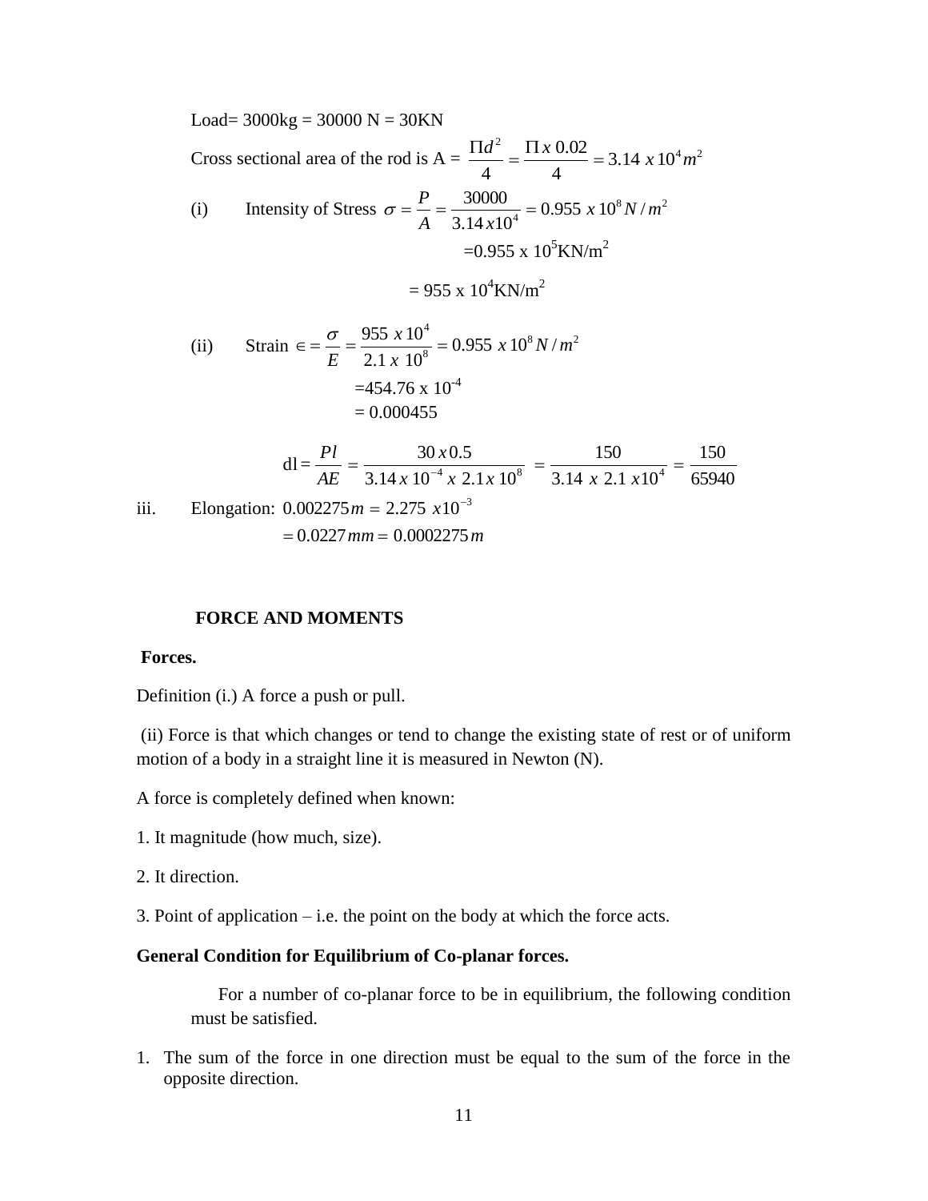Load= 3000kg = 30000 N = 30KN

Cross sectional area of the rod is A = $\frac{\Pi d^2}{4} = \frac{\Pi\, x\, 0.02}{4} = 3.14\ x\, 10^4 m^2$

(i) Intensity of Stress $\sigma = \frac{P}{A} = \frac{30000}{3.14\, x 10^4} = 0.955\ x\, 10^8 N/m^2$

$= 0.955 \text{ x } 10^5 \text{KN/m}^2$

$= 955 \text{ x } 10^4 \text{KN/m}^2$

(ii) Strain $\in = \frac{\sigma}{E} = \frac{955\ x\, 10^4}{2.1\ x\ 10^8} = 0.955\ x\, 10^8 N/m^2$

$= 454.76 \text{ x } 10^{-4}$

$= 0.000455$

$$\text{dl} = \frac{Pl}{AE} = \frac{30\, x\, 0.5}{3.14\, x\, 10^{-4}\ x\ 2.1 x\, 10^8} = \frac{150}{3.14\ x\ 2.1\ x 10^4} = \frac{150}{65940}$$

iii. Elongation: $0.002275 m = 2.275\ x 10^{-3}$

$= 0.0227 mm = 0.0002275 m$

## FORCE AND MOMENTS

### Forces.

Definition (i.) A force a push or pull.

(ii) Force is that which changes or tend to change the existing state of rest or of uniform motion of a body in a straight line it is measured in Newton (N).

A force is completely defined when known:

1. It magnitude (how much, size).

2. It direction.

3. Point of application – i.e. the point on the body at which the force acts.

### General Condition for Equilibrium of Co-planar forces.

For a number of co-planar force to be in equilibrium, the following condition must be satisfied.

1. The sum of the force in one direction must be equal to the sum of the force in the opposite direction.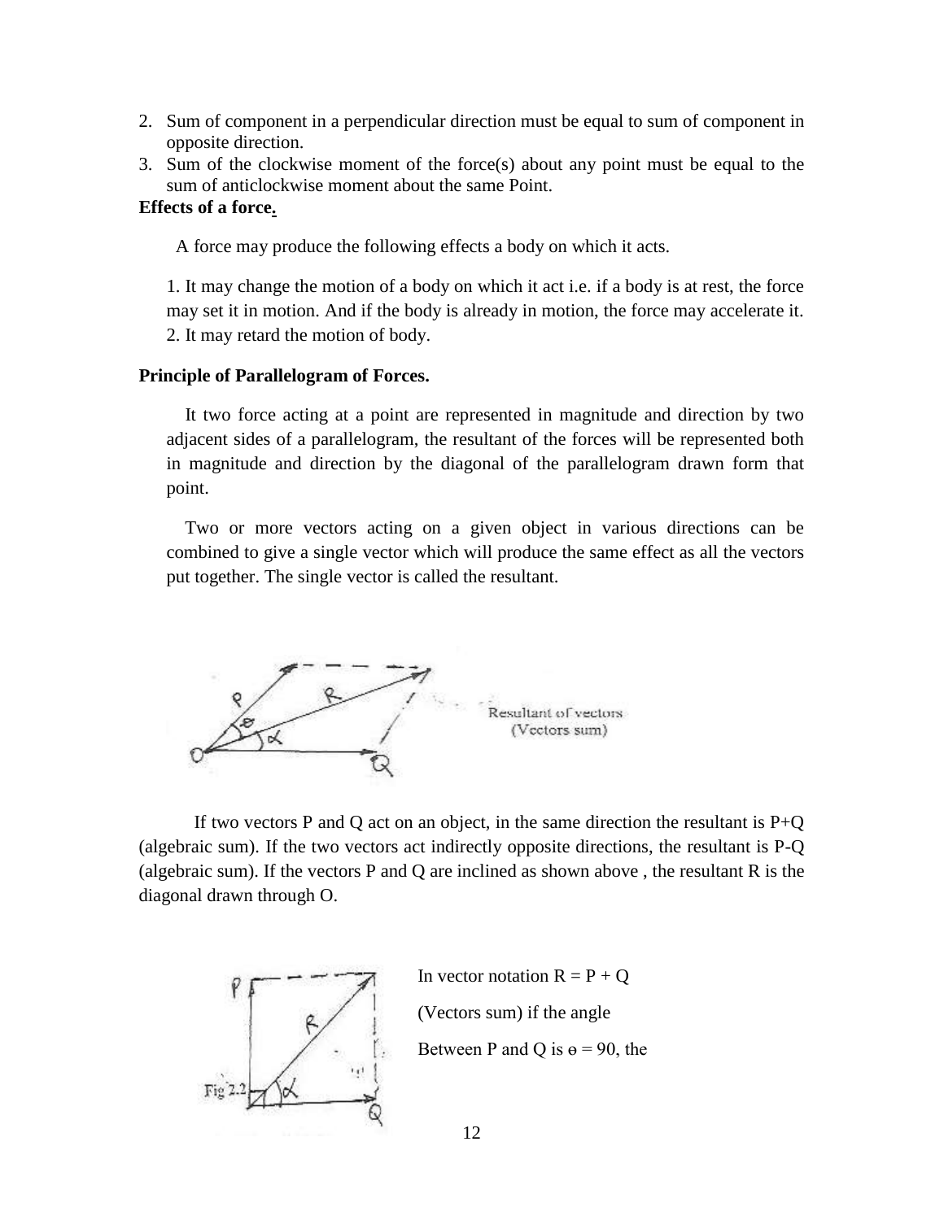2. Sum of component in a perpendicular direction must be equal to sum of component in opposite direction.
3. Sum of the clockwise moment of the force(s) about any point must be equal to the sum of anticlockwise moment about the same Point.

**Effects of a force.**

A force may produce the following effects a body on which it acts.

1. It may change the motion of a body on which it act i.e. if a body is at rest, the force may set it in motion. And if the body is already in motion, the force may accelerate it.
2. It may retard the motion of body.

**Principle of Parallelogram of Forces.**

It two force acting at a point are represented in magnitude and direction by two adjacent sides of a parallelogram, the resultant of the forces will be represented both in magnitude and direction by the diagonal of the parallelogram drawn form that point.

Two or more vectors acting on a given object in various directions can be combined to give a single vector which will produce the same effect as all the vectors put together. The single vector is called the resultant.

Resultant of vectors (Vectors sum)

If two vectors P and Q act on an object, in the same direction the resultant is P+Q (algebraic sum). If the two vectors act indirectly opposite directions, the resultant is P-Q (algebraic sum). If the vectors P and Q are inclined as shown above , the resultant R is the diagonal drawn through O.

Fig 2.2

In vector notation R = P + Q

(Vectors sum) if the angle

Between P and Q is $\theta = 90$, the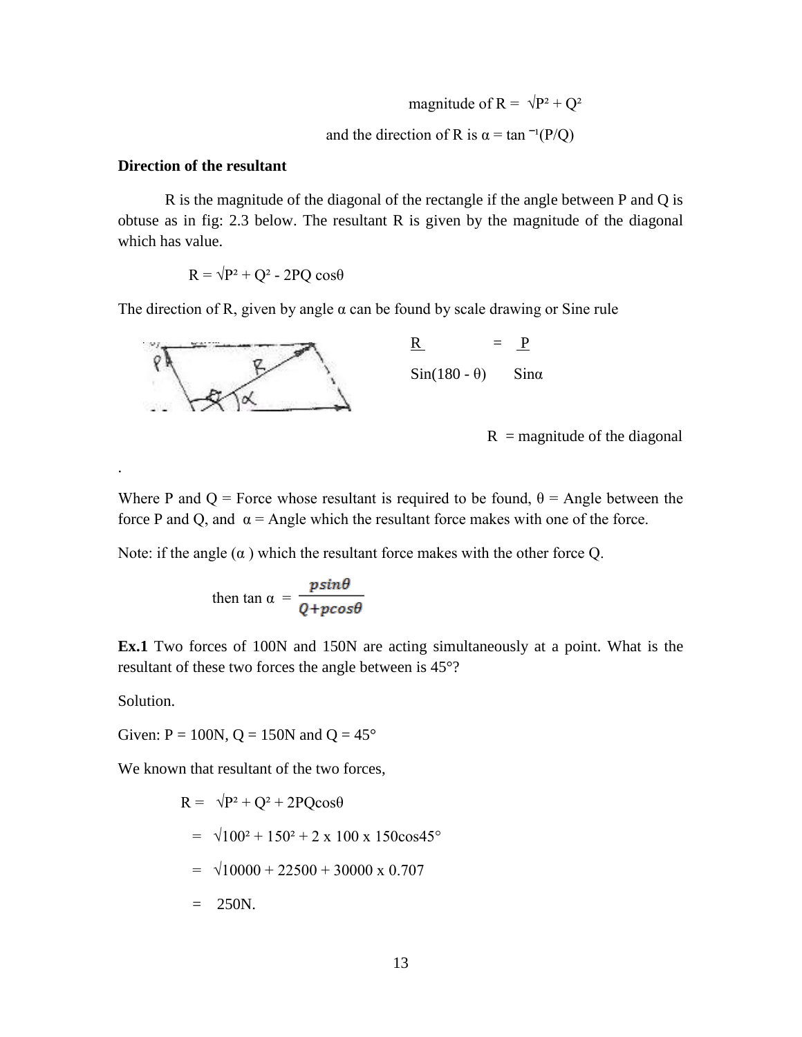magnitude of R = $\sqrt{P^2 + Q^2}$

and the direction of R is $\alpha = \tan^{-1}(P/Q)$

**Direction of the resultant**

R is the magnitude of the diagonal of the rectangle if the angle between P and Q is obtuse as in fig: 2.3 below. The resultant R is given by the magnitude of the diagonal which has value.

$$R = \sqrt{P^2 + Q^2 - 2PQ\cos\theta}$$

The direction of R, given by angle α can be found by scale drawing or Sine rule

$$\frac{R}{\sin(180 - \theta)} = \frac{P}{\sin\alpha}$$

R = magnitude of the diagonal

.

Where P and Q = Force whose resultant is required to be found, θ = Angle between the force P and Q, and α = Angle which the resultant force makes with one of the force.

Note: if the angle (α) which the resultant force makes with the other force Q.

$$\text{then } \tan\alpha = \frac{p\sin\theta}{Q + p\cos\theta}$$

**Ex.1** Two forces of 100N and 150N are acting simultaneously at a point. What is the resultant of these two forces the angle between is 45°?

Solution.

Given: P = 100N, Q = 150N and Q = 45°

We known that resultant of the two forces,

$$R = \sqrt{P^2 + Q^2 + 2PQ\cos\theta}$$

$$= \sqrt{100^2 + 150^2 + 2 \times 100 \times 150\cos 45^\circ}$$

$$= \sqrt{10000 + 22500 + 30000 \times 0.707}$$

$$= 250\text{N}.$$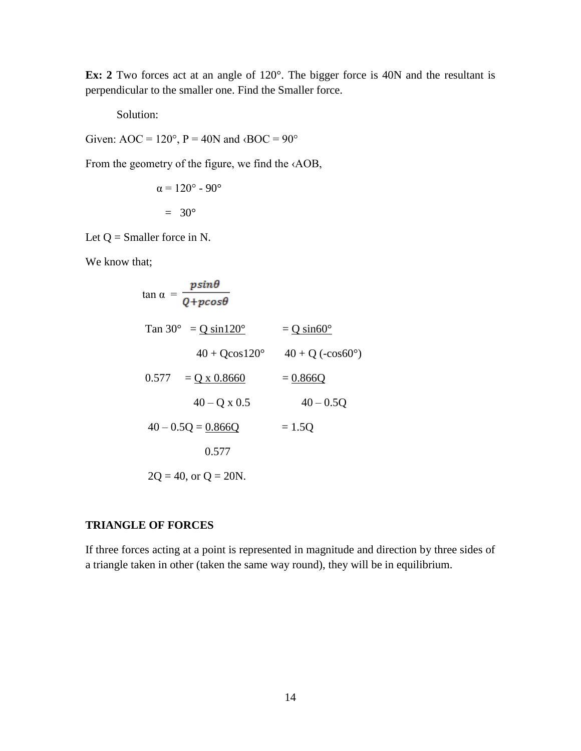**Ex: 2** Two forces act at an angle of 120°. The bigger force is 40N and the resultant is perpendicular to the smaller one. Find the Smaller force.

Solution:

Given: AOC = 120°, P = 40N and ‹BOC = 90°

From the geometry of the figure, we find the ‹AOB,

$$\alpha = 120° - 90°$$

$$= 30°$$

Let Q = Smaller force in N.

We know that;

$$\tan \alpha = \frac{p\sin\theta}{Q + p\cos\theta}$$

$$\text{Tan } 30° = \frac{Q \sin 120°}{40 + Q\cos 120°} = \frac{Q \sin 60°}{40 + Q(-\cos 60°)}$$

$$0.577 = \frac{Q \times 0.8660}{40 - Q \times 0.5} = \frac{0.866Q}{40 - 0.5Q}$$

$$40 - 0.5Q = \frac{0.866Q}{0.577} = 1.5Q$$

$$2Q = 40, \text{ or } Q = 20\text{N}.$$

**TRIANGLE OF FORCES**

If three forces acting at a point is represented in magnitude and direction by three sides of a triangle taken in other (taken the same way round), they will be in equilibrium.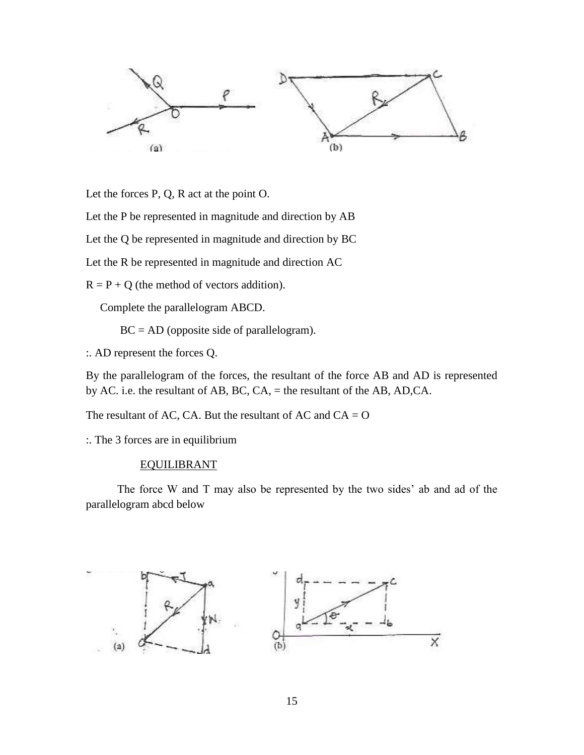Let the forces P, Q, R act at the point O.

Let the P be represented in magnitude and direction by AB

Let the Q be represented in magnitude and direction by BC

Let the R be represented in magnitude and direction AC

R = P + Q (the method of vectors addition).

Complete the parallelogram ABCD.

BC = AD (opposite side of parallelogram).

:. AD represent the forces Q.

By the parallelogram of the forces, the resultant of the force AB and AD is represented by AC. i.e. the resultant of AB, BC, CA, = the resultant of the AB, AD,CA.

The resultant of AC, CA. But the resultant of AC and CA = O

:. The 3 forces are in equilibrium

EQUILIBRANT

The force W and T may also be represented by the two sides' ab and ad of the parallelogram abcd below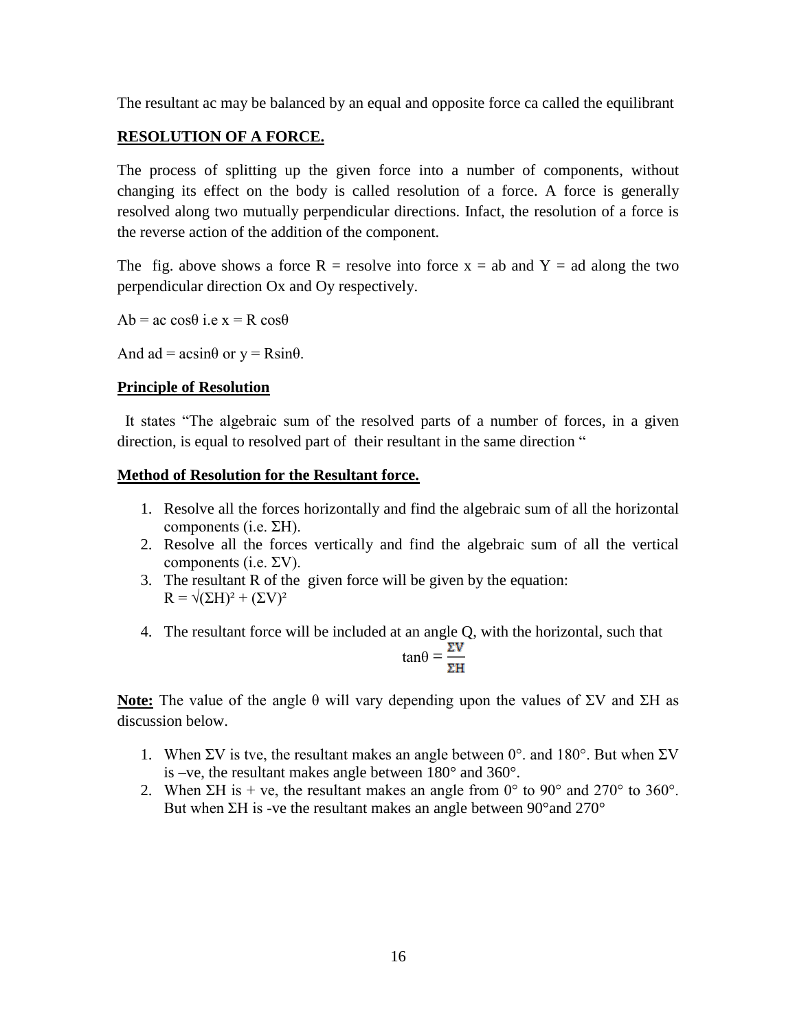The resultant ac may be balanced by an equal and opposite force ca called the equilibrant

**RESOLUTION OF A FORCE.**

The process of splitting up the given force into a number of components, without changing its effect on the body is called resolution of a force. A force is generally resolved along two mutually perpendicular directions. Infact, the resolution of a force is the reverse action of the addition of the component.

The fig. above shows a force R = resolve into force x = ab and Y = ad along the two perpendicular direction Ox and Oy respectively.

Ab = ac $\cos\theta$ i.e $x = R\cos\theta$

And ad = ac$\sin\theta$ or $y = R\sin\theta$.

**Principle of Resolution**

It states "The algebraic sum of the resolved parts of a number of forces, in a given direction, is equal to resolved part of their resultant in the same direction "

**Method of Resolution for the Resultant force.**

1. Resolve all the forces horizontally and find the algebraic sum of all the horizontal components (i.e. $\Sigma H$).
2. Resolve all the forces vertically and find the algebraic sum of all the vertical components (i.e. $\Sigma V$).
3. The resultant R of the given force will be given by the equation:
   $R = \sqrt{(\Sigma H)^2 + (\Sigma V)^2}$
4. The resultant force will be included at an angle Q, with the horizontal, such that

$$\tan\theta = \frac{\Sigma V}{\Sigma H}$$

**Note:** The value of the angle θ will vary depending upon the values of $\Sigma V$ and $\Sigma H$ as discussion below.

1. When $\Sigma V$ is tve, the resultant makes an angle between 0°. and 180°. But when $\Sigma V$ is –ve, the resultant makes angle between 180° and 360°.
2. When $\Sigma H$ is + ve, the resultant makes an angle from 0° to 90° and 270° to 360°. But when $\Sigma H$ is -ve the resultant makes an angle between 90°and 270°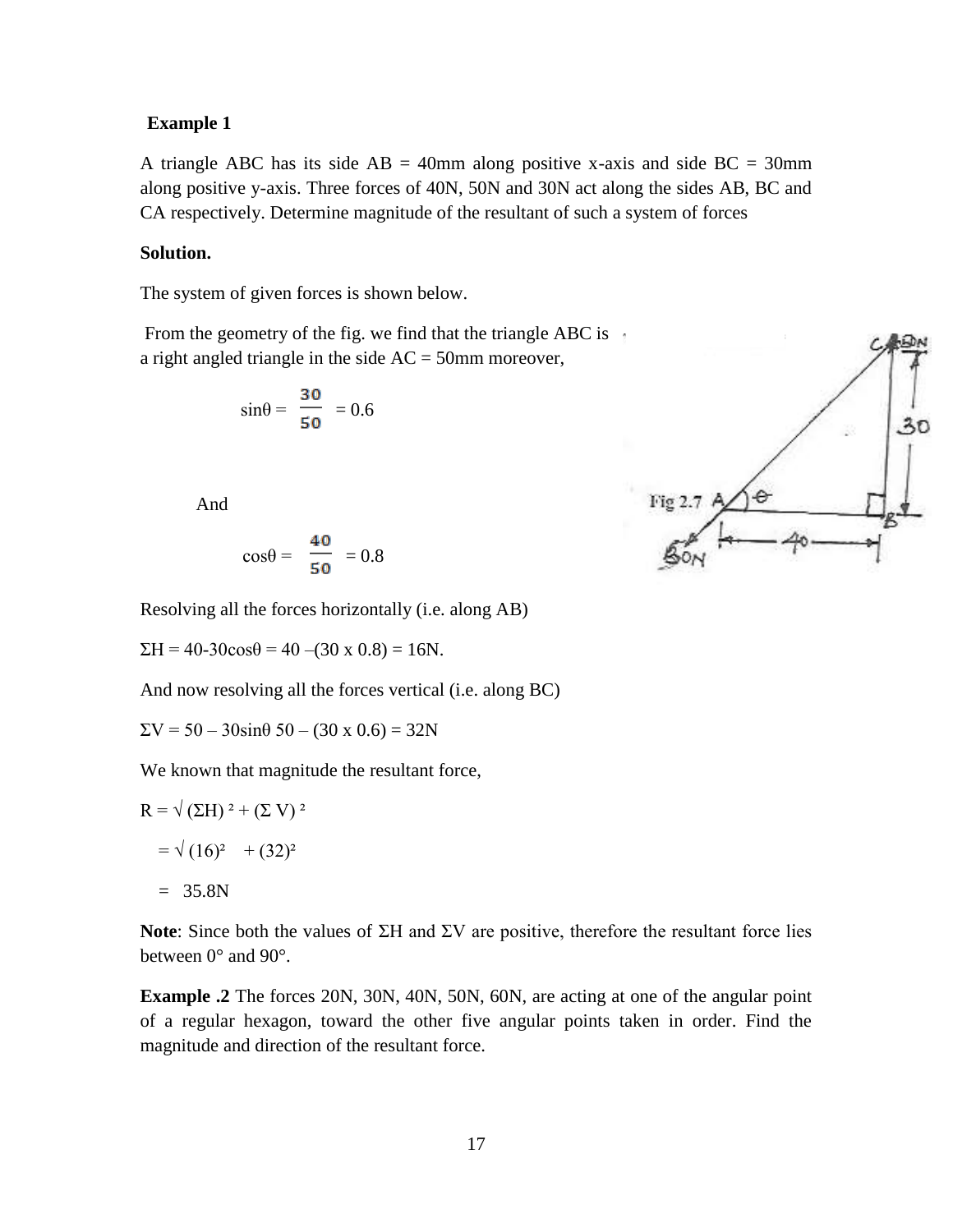**Example 1**

A triangle ABC has its side AB = 40mm along positive x-axis and side BC = 30mm along positive y-axis. Three forces of 40N, 50N and 30N act along the sides AB, BC and CA respectively. Determine magnitude of the resultant of such a system of forces

**Solution.**

The system of given forces is shown below.

From the geometry of the fig. we find that the triangle ABC is a right angled triangle in the side AC = 50mm moreover,

$$\sin\theta = \frac{30}{50} = 0.6$$

And

$$\cos\theta = \frac{40}{50} = 0.8$$

Resolving all the forces horizontally (i.e. along AB)

$\Sigma H = 40 - 30\cos\theta = 40 - (30 \times 0.8) = 16N.$

And now resolving all the forces vertical (i.e. along BC)

$\Sigma V = 50 - 30\sin\theta\ 50 - (30 \times 0.6) = 32N$

We known that magnitude the resultant force,

$R = \sqrt{(\Sigma H)^2 + (\Sigma V)^2}$

$= \sqrt{(16)^2 + (32)^2}$

$= 35.8N$

**Note**: Since both the values of $\Sigma H$ and $\Sigma V$ are positive, therefore the resultant force lies between 0° and 90°.

**Example .2** The forces 20N, 30N, 40N, 50N, 60N, are acting at one of the angular point of a regular hexagon, toward the other five angular points taken in order. Find the magnitude and direction of the resultant force.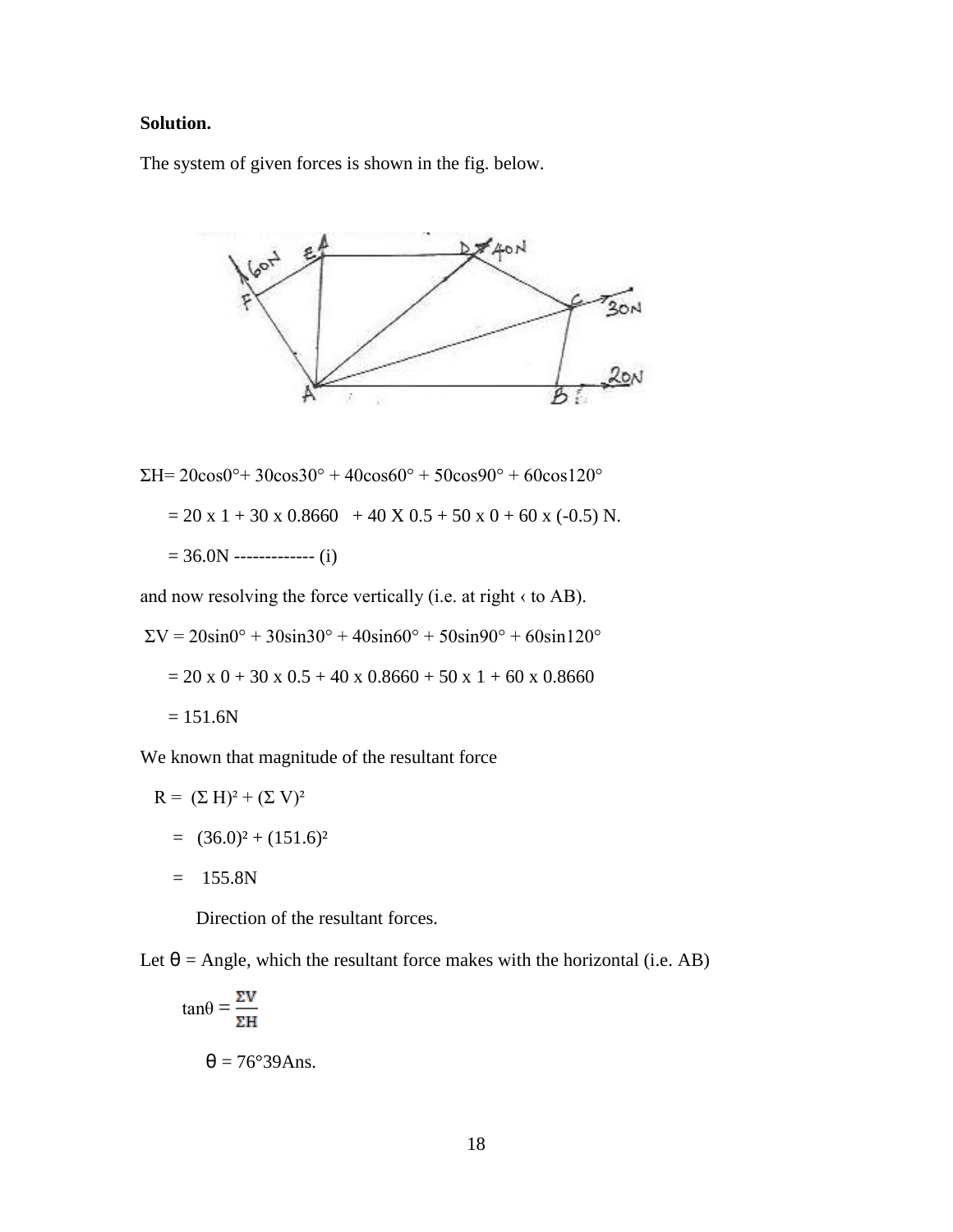**Solution.**

The system of given forces is shown in the fig. below.

$\Sigma H = 20\cos 0° + 30\cos 30° + 40\cos 60° + 50\cos 90° + 60\cos 120°$

$= 20 \times 1 + 30 \times 0.8660 + 40 \times 0.5 + 50 \times 0 + 60 \times (-0.5)$ N.

$= 36.0$N ------------- (i)

and now resolving the force vertically (i.e. at right ‹ to AB).

$\Sigma V = 20\sin 0° + 30\sin 30° + 40\sin 60° + 50\sin 90° + 60\sin 120°$

$= 20 \times 0 + 30 \times 0.5 + 40 \times 0.8660 + 50 \times 1 + 60 \times 0.8660$

$= 151.6$N

We known that magnitude of the resultant force

$R = (\Sigma H)^2 + (\Sigma V)^2$

$= (36.0)^2 + (151.6)^2$

$= 155.8$N

Direction of the resultant forces.

Let θ = Angle, which the resultant force makes with the horizontal (i.e. AB)

$$\tan\theta = \frac{\Sigma V}{\Sigma H}$$

θ = 76°39Ans.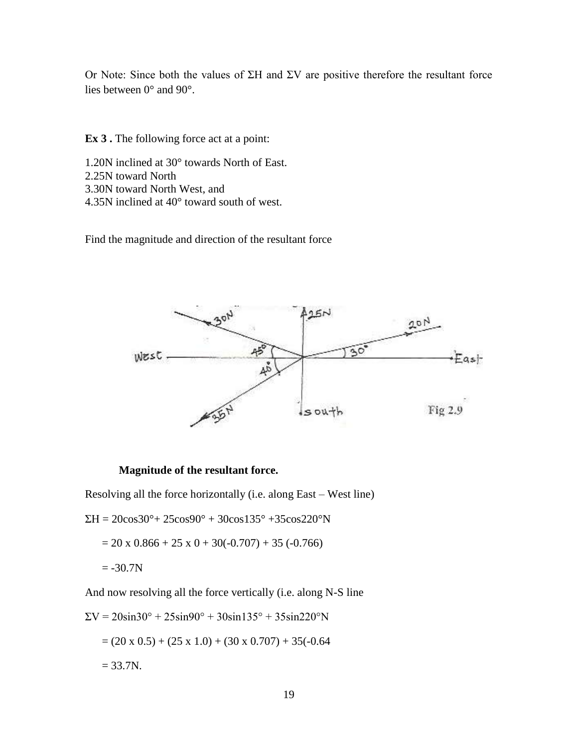Or Note: Since both the values of ΣH and ΣV are positive therefore the resultant force lies between 0° and 90°.

**Ex 3 .** The following force act at a point:

1. 20N inclined at 30° towards North of East.
2. 25N toward North
3. 30N toward North West, and
4. 35N inclined at 40° toward south of west.

Find the magnitude and direction of the resultant force

Fig 2.9

**Magnitude of the resultant force.**

Resolving all the force horizontally (i.e. along East – West line)

$\Sigma H = 20\cos30° + 25\cos90° + 30\cos135° + 35\cos220° N$

$= 20 \times 0.866 + 25 \times 0 + 30(-0.707) + 35(-0.766)$

$= -30.7N$

And now resolving all the force vertically (i.e. along N-S line

$\Sigma V = 20\sin30° + 25\sin90° + 30\sin135° + 35\sin220° N$

$= (20 \times 0.5) + (25 \times 1.0) + (30 \times 0.707) + 35(-0.64$

$= 33.7N.$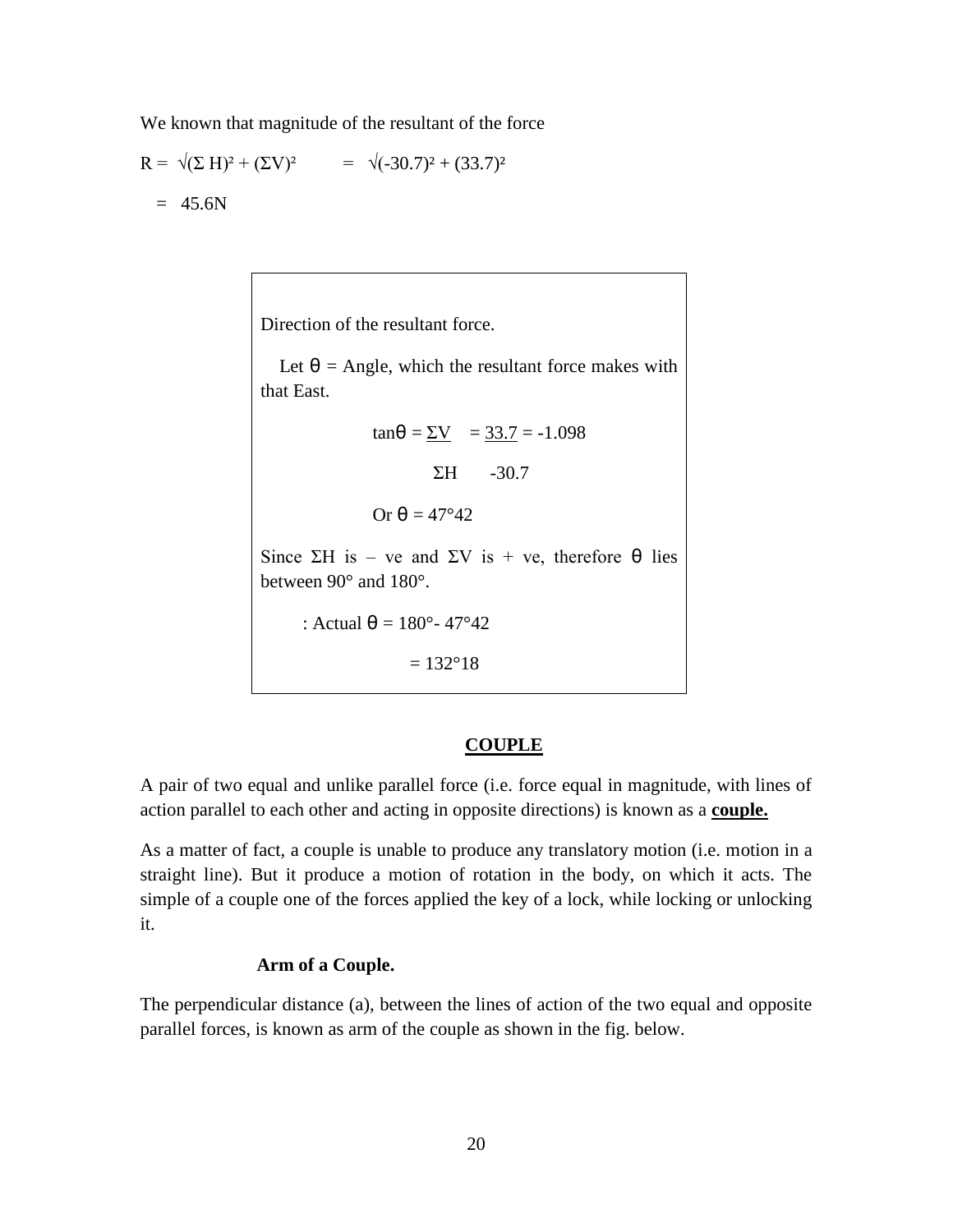We known that magnitude of the resultant of the force

$$R = \sqrt{(\Sigma H)^2 + (\Sigma V)^2} \quad = \quad \sqrt{(-30.7)^2 + (33.7)^2}$$

$$= 45.6N$$

Direction of the resultant force.

Let $\theta$ = Angle, which the resultant force makes with that East.

$$\tan\theta = \frac{\Sigma V}{\Sigma H} = \frac{33.7}{-30.7} = -1.098$$

$$\text{Or } \theta = 47°42$$

Since $\Sigma H$ is – ve and $\Sigma V$ is + ve, therefore $\theta$ lies between 90° and 180°.

: Actual $\theta = 180° - 47°42$

$= 132°18$

## COUPLE

A pair of two equal and unlike parallel force (i.e. force equal in magnitude, with lines of action parallel to each other and acting in opposite directions) is known as a **couple.**

As a matter of fact, a couple is unable to produce any translatory motion (i.e. motion in a straight line). But it produce a motion of rotation in the body, on which it acts. The simple of a couple one of the forces applied the key of a lock, while locking or unlocking it.

### Arm of a Couple.

The perpendicular distance (a), between the lines of action of the two equal and opposite parallel forces, is known as arm of the couple as shown in the fig. below.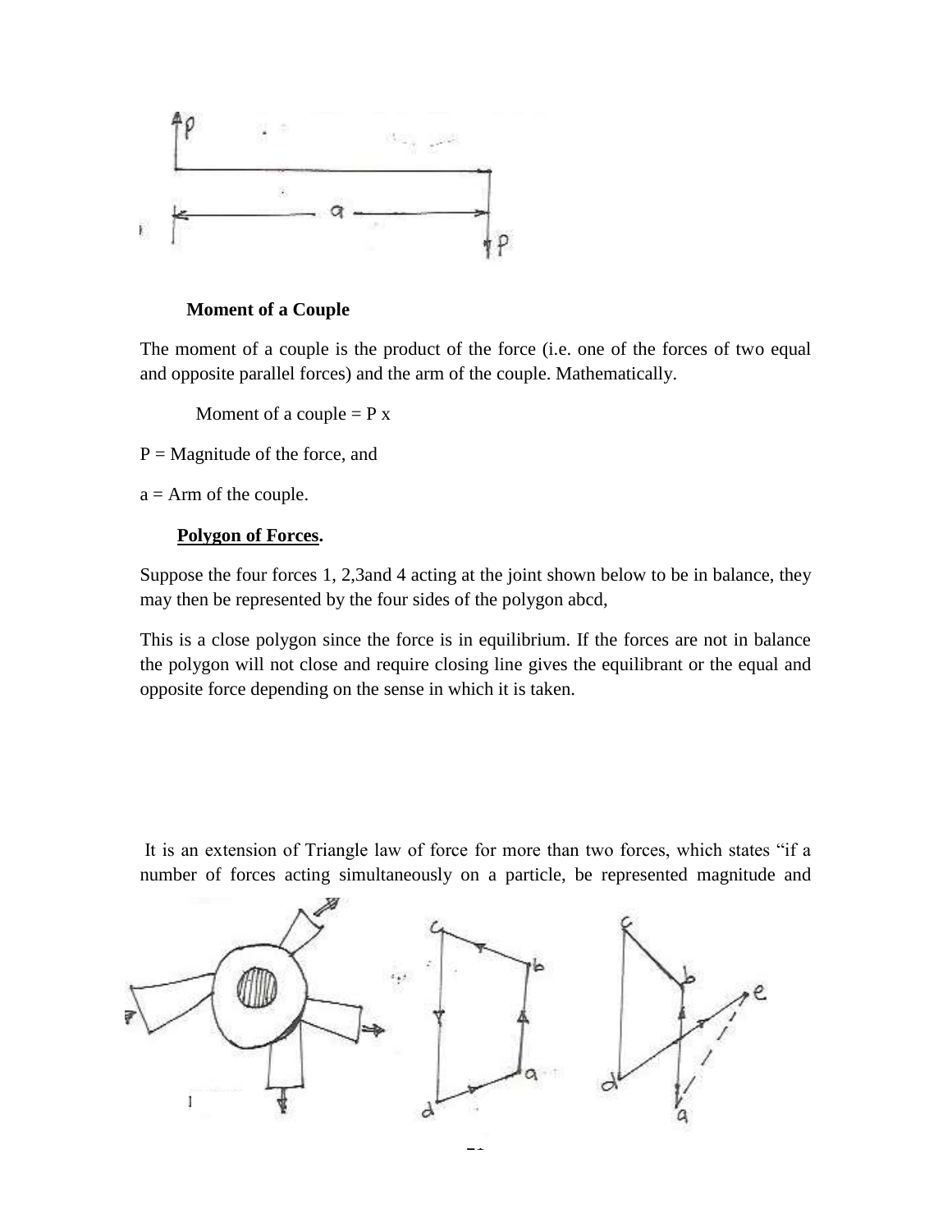**Moment of a Couple**

The moment of a couple is the product of the force (i.e. one of the forces of two equal and opposite parallel forces) and the arm of the couple. Mathematically.

Moment of a couple = P x

P = Magnitude of the force, and

a = Arm of the couple.

**Polygon of Forces.**

Suppose the four forces 1, 2,3and 4 acting at the joint shown below to be in balance, they may then be represented by the four sides of the polygon abcd,

This is a close polygon since the force is in equilibrium. If the forces are not in balance the polygon will not close and require closing line gives the equilibrant or the equal and opposite force depending on the sense in which it is taken.

It is an extension of Triangle law of force for more than two forces, which states "if a number of forces acting simultaneously on a particle, be represented magnitude and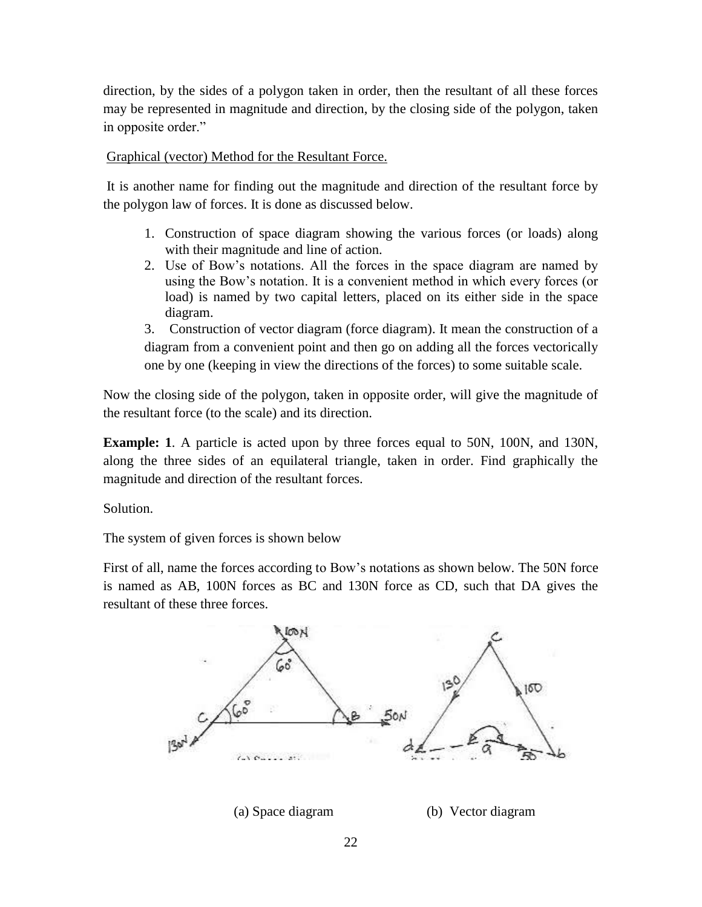direction, by the sides of a polygon taken in order, then the resultant of all these forces may be represented in magnitude and direction, by the closing side of the polygon, taken in opposite order."

Graphical (vector) Method for the Resultant Force.

It is another name for finding out the magnitude and direction of the resultant force by the polygon law of forces. It is done as discussed below.

1. Construction of space diagram showing the various forces (or loads) along with their magnitude and line of action.
2. Use of Bow's notations. All the forces in the space diagram are named by using the Bow's notation. It is a convenient method in which every forces (or load) is named by two capital letters, placed on its either side in the space diagram.
3. Construction of vector diagram (force diagram). It mean the construction of a diagram from a convenient point and then go on adding all the forces vectorically one by one (keeping in view the directions of the forces) to some suitable scale.

Now the closing side of the polygon, taken in opposite order, will give the magnitude of the resultant force (to the scale) and its direction.

**Example: 1**. A particle is acted upon by three forces equal to 50N, 100N, and 130N, along the three sides of an equilateral triangle, taken in order. Find graphically the magnitude and direction of the resultant forces.

Solution.

The system of given forces is shown below

First of all, name the forces according to Bow's notations as shown below. The 50N force is named as AB, 100N forces as BC and 130N force as CD, such that DA gives the resultant of these three forces.

(a) Space diagram (b) Vector diagram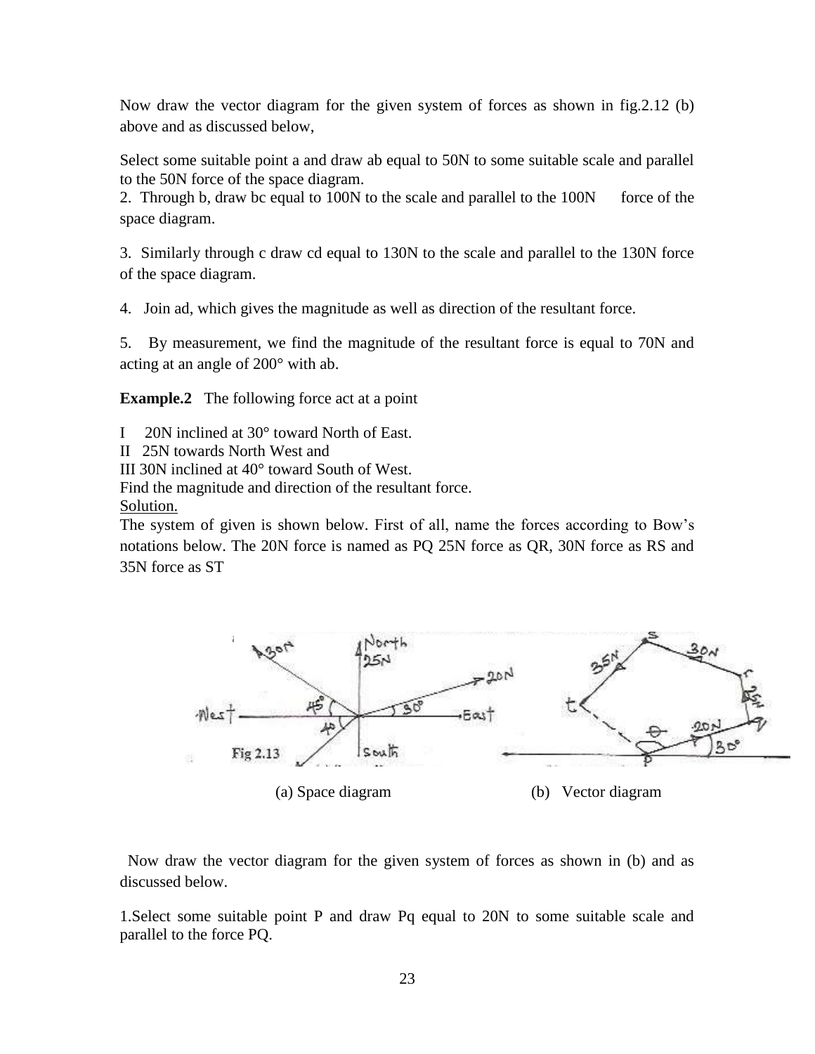Now draw the vector diagram for the given system of forces as shown in fig.2.12 (b) above and as discussed below,

Select some suitable point a and draw ab equal to 50N to some suitable scale and parallel to the 50N force of the space diagram.

2. Through b, draw bc equal to 100N to the scale and parallel to the 100N force of the space diagram.

3. Similarly through c draw cd equal to 130N to the scale and parallel to the 130N force of the space diagram.

4. Join ad, which gives the magnitude as well as direction of the resultant force.

5. By measurement, we find the magnitude of the resultant force is equal to 70N and acting at an angle of 200° with ab.

**Example.2** The following force act at a point

I 20N inclined at 30° toward North of East.

II 25N towards North West and

III 30N inclined at 40° toward South of West.

Find the magnitude and direction of the resultant force.

Solution.

The system of given is shown below. First of all, name the forces according to Bow's notations below. The 20N force is named as PQ 25N force as QR, 30N force as RS and 35N force as ST

Fig 2.13

(a) Space diagram (b) Vector diagram

Now draw the vector diagram for the given system of forces as shown in (b) and as discussed below.

1. Select some suitable point P and draw Pq equal to 20N to some suitable scale and parallel to the force PQ.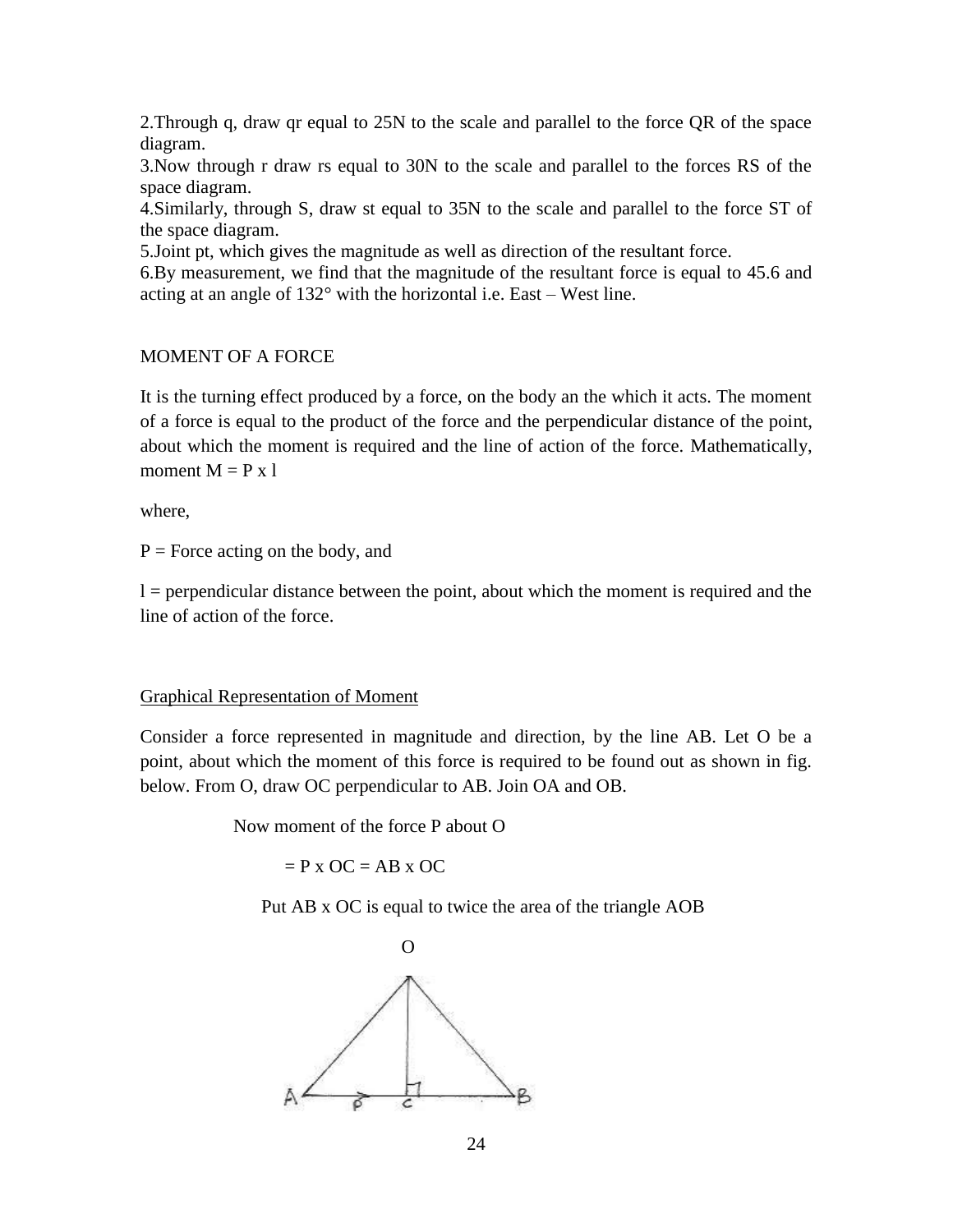2.Through q, draw qr equal to 25N to the scale and parallel to the force QR of the space diagram.

3.Now through r draw rs equal to 30N to the scale and parallel to the forces RS of the space diagram.

4.Similarly, through S, draw st equal to 35N to the scale and parallel to the force ST of the space diagram.

5.Joint pt, which gives the magnitude as well as direction of the resultant force.

6.By measurement, we find that the magnitude of the resultant force is equal to 45.6 and acting at an angle of 132° with the horizontal i.e. East – West line.

## MOMENT OF A FORCE

It is the turning effect produced by a force, on the body an the which it acts. The moment of a force is equal to the product of the force and the perpendicular distance of the point, about which the moment is required and the line of action of the force. Mathematically, moment $M = P \times l$

where,

$P$ = Force acting on the body, and

$l$ = perpendicular distance between the point, about which the moment is required and the line of action of the force.

### Graphical Representation of Moment

Consider a force represented in magnitude and direction, by the line AB. Let O be a point, about which the moment of this force is required to be found out as shown in fig. below. From O, draw OC perpendicular to AB. Join OA and OB.

Now moment of the force P about O

$= P \times OC = AB \times OC$

Put AB x OC is equal to twice the area of the triangle AOB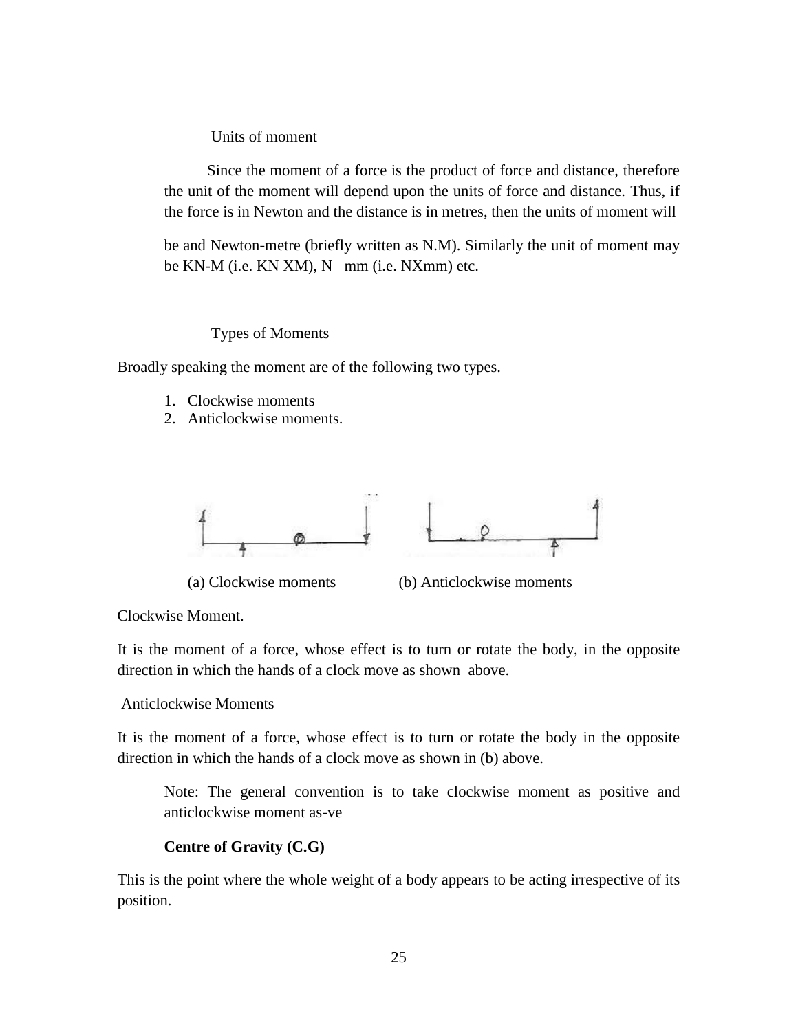Units of moment

Since the moment of a force is the product of force and distance, therefore the unit of the moment will depend upon the units of force and distance. Thus, if the force is in Newton and the distance is in metres, then the units of moment will

be and Newton-metre (briefly written as N.M). Similarly the unit of moment may be KN-M (i.e. KN XM), N –mm (i.e. NXmm) etc.

Types of Moments

Broadly speaking the moment are of the following two types.

1. Clockwise moments
2. Anticlockwise moments.

(a) Clockwise moments (b) Anticlockwise moments

Clockwise Moment.

It is the moment of a force, whose effect is to turn or rotate the body, in the opposite direction in which the hands of a clock move as shown above.

Anticlockwise Moments

It is the moment of a force, whose effect is to turn or rotate the body in the opposite direction in which the hands of a clock move as shown in (b) above.

Note: The general convention is to take clockwise moment as positive and anticlockwise moment as-ve

**Centre of Gravity (C.G)**

This is the point where the whole weight of a body appears to be acting irrespective of its position.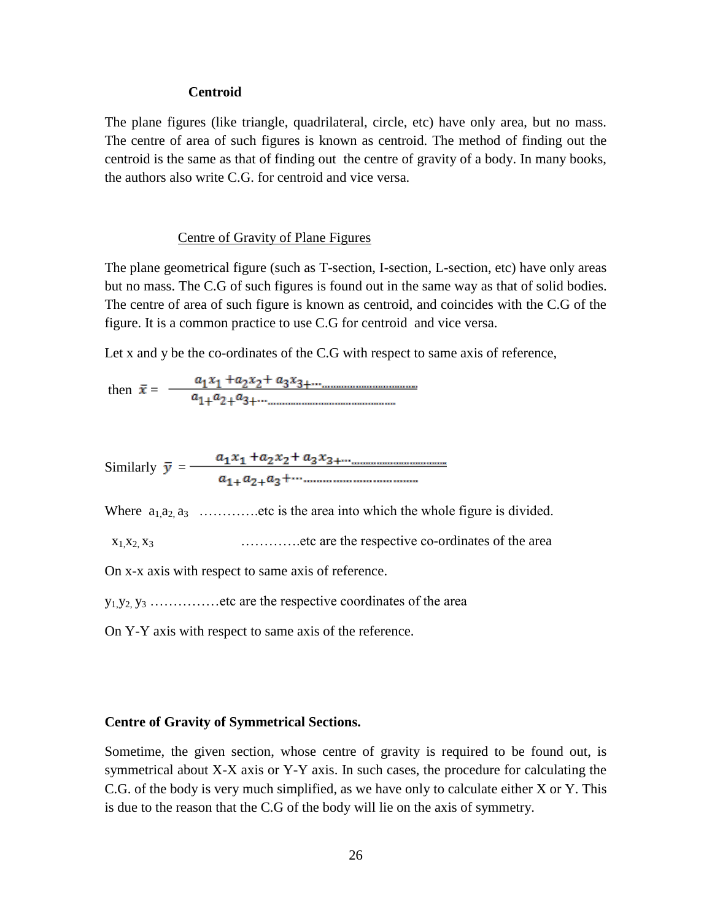### Centroid

The plane figures (like triangle, quadrilateral, circle, etc) have only area, but no mass. The centre of area of such figures is known as centroid. The method of finding out the centroid is the same as that of finding out the centre of gravity of a body. In many books, the authors also write C.G. for centroid and vice versa.

### Centre of Gravity of Plane Figures

The plane geometrical figure (such as T-section, I-section, L-section, etc) have only areas but no mass. The C.G of such figures is found out in the same way as that of solid bodies. The centre of area of such figure is known as centroid, and coincides with the C.G of the figure. It is a common practice to use C.G for centroid and vice versa.

Let x and y be the co-ordinates of the C.G with respect to same axis of reference,

then $$\bar{x} = \frac{a_1x_1 + a_2x_2 + a_3x_3 + \ldots\ldots\ldots}{a_1 + a_2 + a_3 + \ldots\ldots\ldots}$$

Similarly $$\bar{y} = \frac{a_1x_1 + a_2x_2 + a_3x_3 + \ldots\ldots\ldots}{a_1 + a_2 + a_3 + \ldots\ldots\ldots}$$

Where $a_1, a_2, a_3$ ………….etc is the area into which the whole figure is divided.

$x_1, x_2, x_3$ ………….etc are the respective co-ordinates of the area

On x-x axis with respect to same axis of reference.

$y_1, y_2, y_3$ ……………etc are the respective coordinates of the area

On Y-Y axis with respect to same axis of the reference.

**Centre of Gravity of Symmetrical Sections.**

Sometime, the given section, whose centre of gravity is required to be found out, is symmetrical about X-X axis or Y-Y axis. In such cases, the procedure for calculating the C.G. of the body is very much simplified, as we have only to calculate either X or Y. This is due to the reason that the C.G of the body will lie on the axis of symmetry.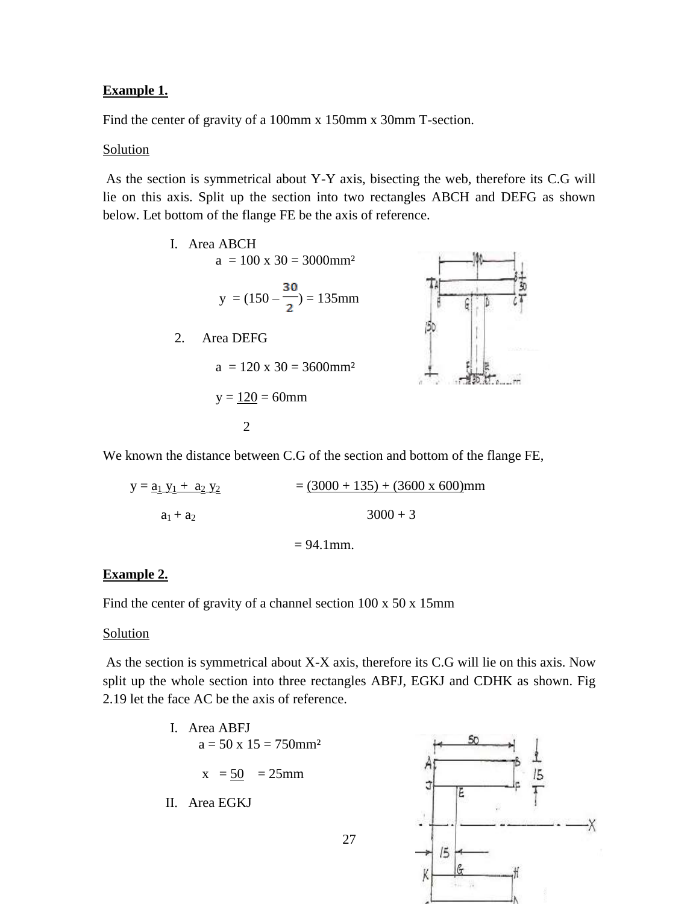**Example 1.**

Find the center of gravity of a 100mm x 150mm x 30mm T-section.

Solution

As the section is symmetrical about Y-Y axis, bisecting the web, therefore its C.G will lie on this axis. Split up the section into two rectangles ABCH and DEFG as shown below. Let bottom of the flange FE be the axis of reference.

I. Area ABCH

$a = 100 \times 30 = 3000mm^2$

$y = (150 - \frac{30}{2}) = 135mm$

2. Area DEFG

$a = 120 \times 30 = 3600mm^2$

$y = \frac{120}{2} = 60mm$

We known the distance between C.G of the section and bottom of the flange FE,

$$y = \frac{a_1 y_1 + a_2 y_2}{a_1 + a_2} = \frac{(3000 + 135) + (3600 \times 600)}{3000 + 3}mm$$

$= 94.1mm.$

**Example 2.**

Find the center of gravity of a channel section 100 x 50 x 15mm

Solution

As the section is symmetrical about X-X axis, therefore its C.G will lie on this axis. Now split up the whole section into three rectangles ABFJ, EGKJ and CDHK as shown. Fig 2.19 let the face AC be the axis of reference.

I. Area ABFJ

$a = 50 \times 15 = 750mm^2$

$x = \frac{50}{} = 25mm$

II. Area EGKJ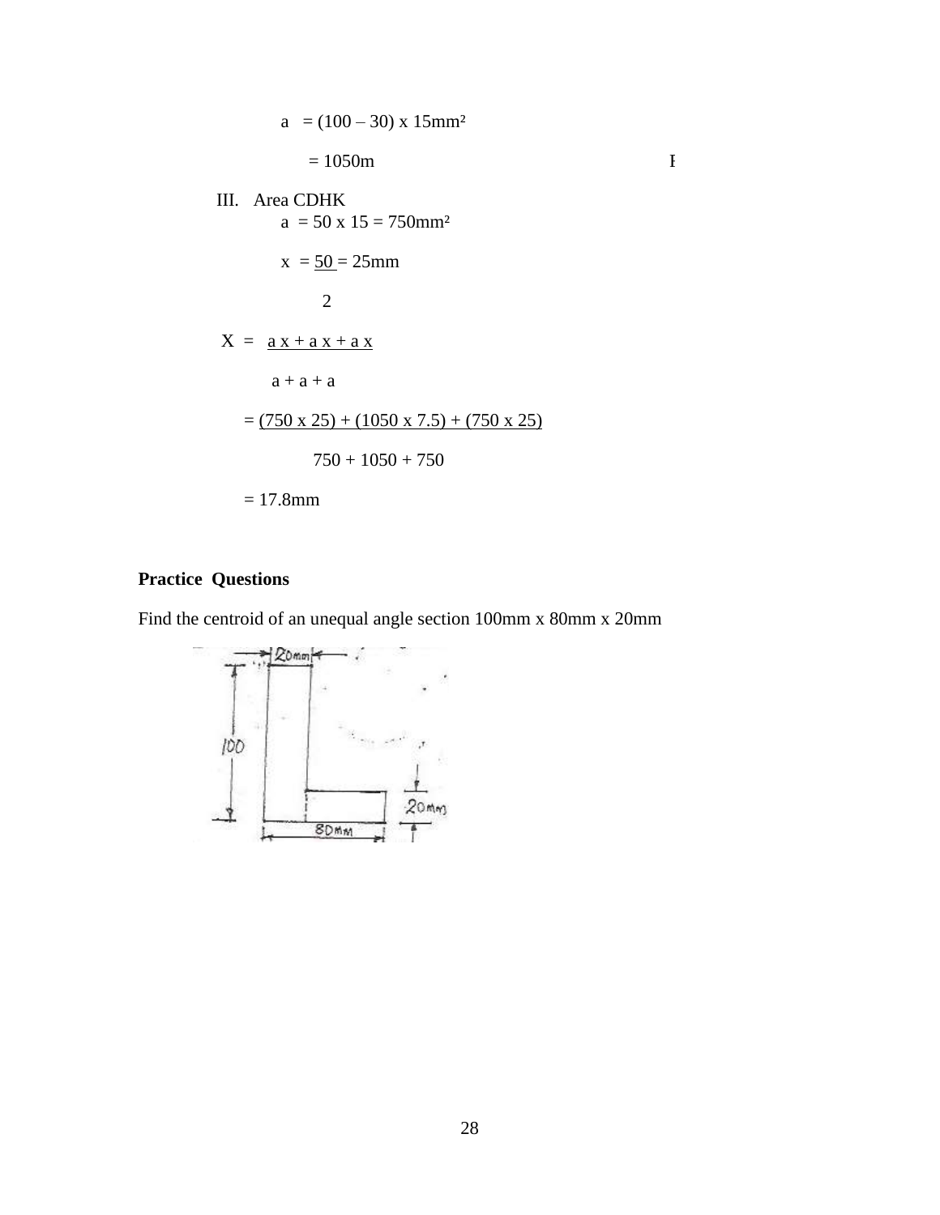$a = (100 - 30) \times 15\text{mm}^2$

$= 1050\text{m}$

III. Area CDHK

$a = 50 \times 15 = 750\text{mm}^2$

$x = \frac{50}{2} = 25\text{mm}$

$$X = \frac{a x + a x + a x}{a + a + a}$$

$$= \frac{(750 \times 25) + (1050 \times 7.5) + (750 \times 25)}{750 + 1050 + 750}$$

$= 17.8\text{mm}$

**Practice Questions**

Find the centroid of an unequal angle section 100mm x 80mm x 20mm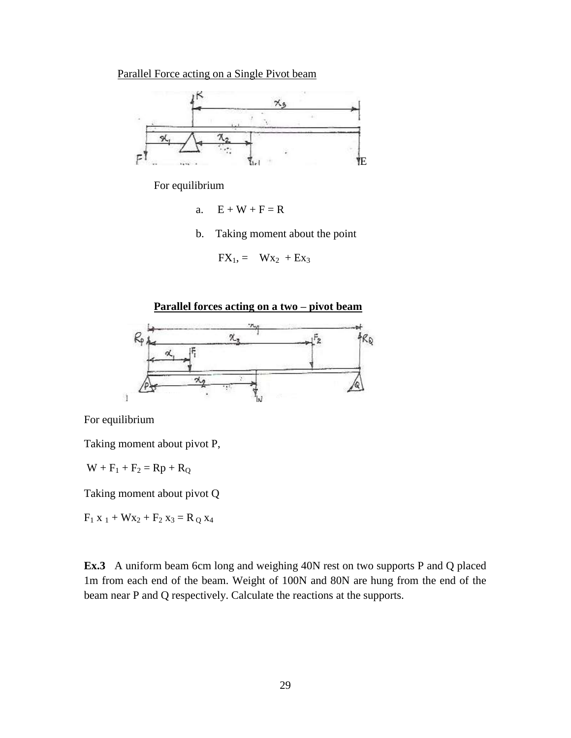Parallel Force acting on a Single Pivot beam

For equilibrium

a. $E + W + F = R$

b. Taking moment about the point

$FX_1, = \quad Wx_2 + Ex_3$

**Parallel forces acting on a two – pivot beam**

For equilibrium

Taking moment about pivot P,

$W + F_1 + F_2 = Rp + R_Q$

Taking moment about pivot Q

$F_1 x_1 + Wx_2 + F_2 x_3 = R_Q x_4$

**Ex.3** A uniform beam 6cm long and weighing 40N rest on two supports P and Q placed 1m from each end of the beam. Weight of 100N and 80N are hung from the end of the beam near P and Q respectively. Calculate the reactions at the supports.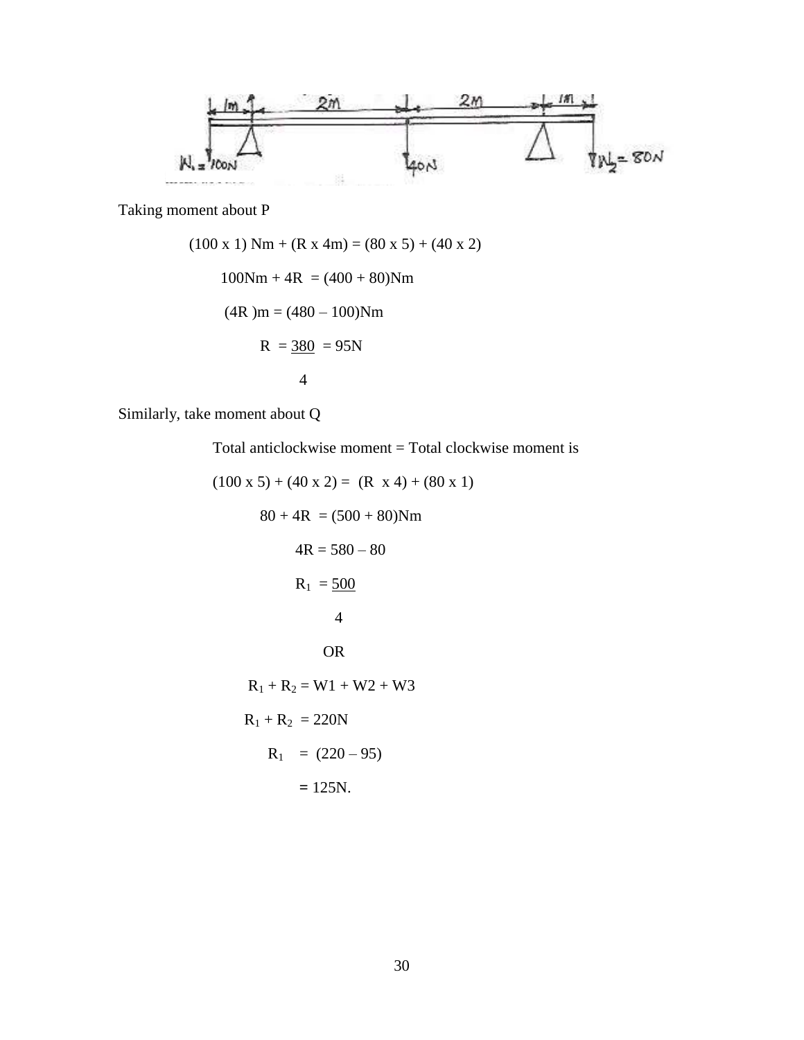Taking moment about P

$$(100 \times 1)\ \text{Nm} + (R \times 4\text{m}) = (80 \times 5) + (40 \times 2)$$

$$100\text{Nm} + 4R = (400 + 80)\text{Nm}$$

$$(4R)\text{m} = (480 - 100)\text{Nm}$$

$$R = \frac{380}{4} = 95\text{N}$$

Similarly, take moment about Q

Total anticlockwise moment = Total clockwise moment is

$$(100 \times 5) + (40 \times 2) = (R \times 4) + (80 \times 1)$$

$$80 + 4R = (500 + 80)\text{Nm}$$

$$4R = 580 - 80$$

$$R_1 = \frac{500}{4}$$

OR

$$R_1 + R_2 = W1 + W2 + W3$$

$$R_1 + R_2 = 220\text{N}$$

$$R_1 = (220 - 95)$$

$$= 125\text{N}.$$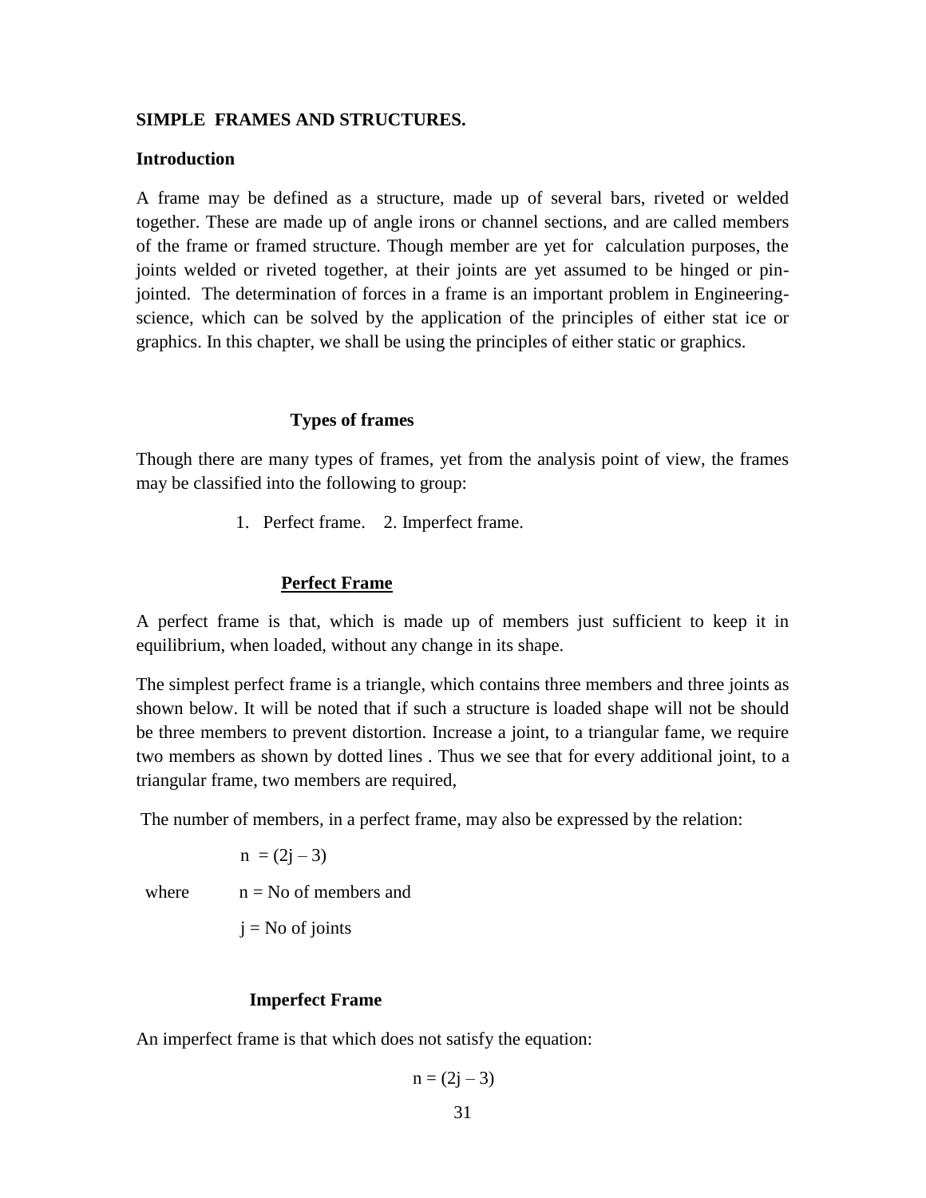**SIMPLE FRAMES AND STRUCTURES.**

**Introduction**

A frame may be defined as a structure, made up of several bars, riveted or welded together. These are made up of angle irons or channel sections, and are called members of the frame or framed structure. Though member are yet for calculation purposes, the joints welded or riveted together, at their joints are yet assumed to be hinged or pin-jointed. The determination of forces in a frame is an important problem in Engineering-science, which can be solved by the application of the principles of either stat ice or graphics. In this chapter, we shall be using the principles of either static or graphics.

**Types of frames**

Though there are many types of frames, yet from the analysis point of view, the frames may be classified into the following to group:

1. Perfect frame. 2. Imperfect frame.

**Perfect Frame**

A perfect frame is that, which is made up of members just sufficient to keep it in equilibrium, when loaded, without any change in its shape.

The simplest perfect frame is a triangle, which contains three members and three joints as shown below. It will be noted that if such a structure is loaded shape will not be should be three members to prevent distortion. Increase a joint, to a triangular fame, we require two members as shown by dotted lines . Thus we see that for every additional joint, to a triangular frame, two members are required,

The number of members, in a perfect frame, may also be expressed by the relation:

$$n = (2j - 3)$$

where $n$ = No of members and

$j$ = No of joints

**Imperfect Frame**

An imperfect frame is that which does not satisfy the equation:

$$n = (2j - 3)$$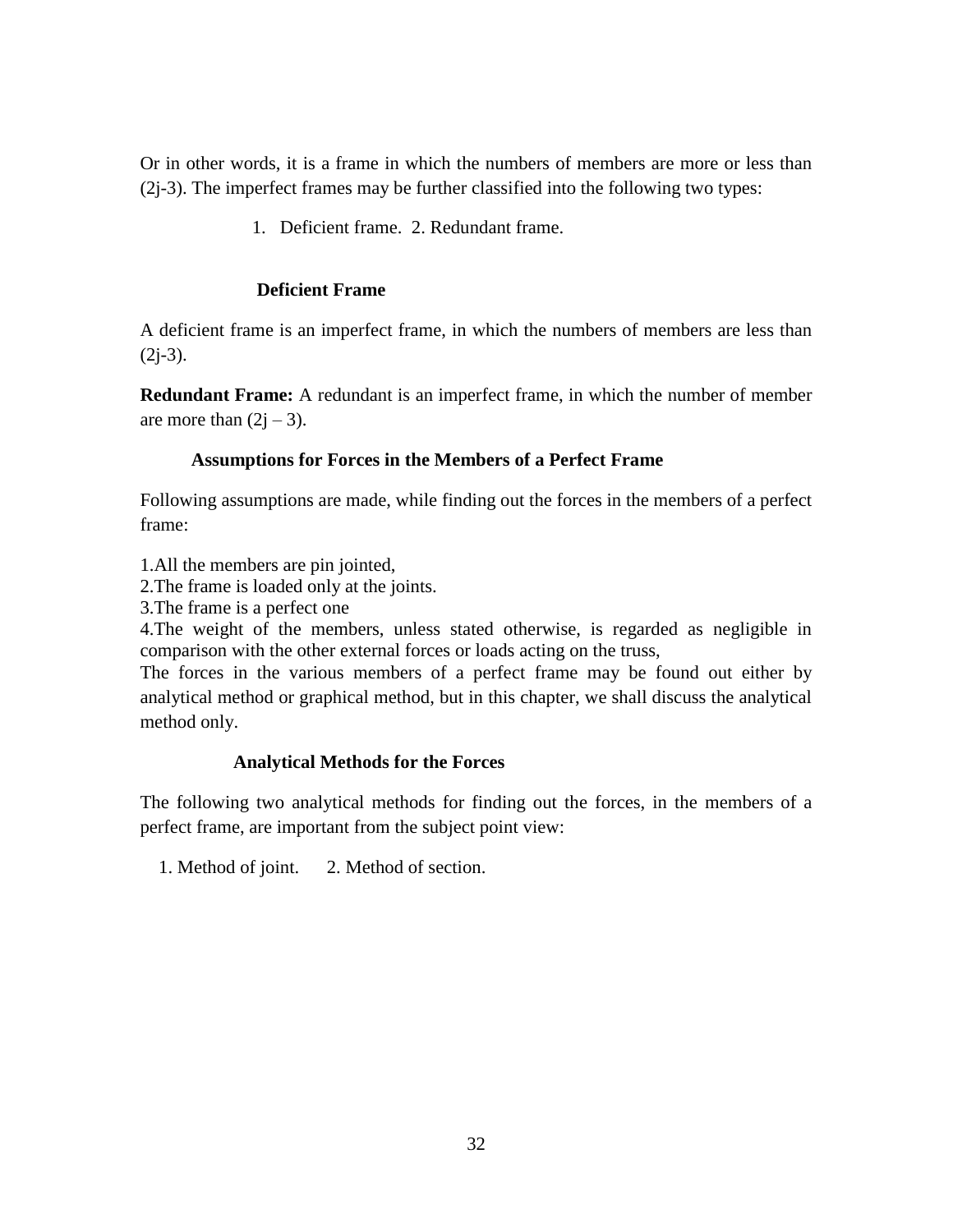Or in other words, it is a frame in which the numbers of members are more or less than (2j-3). The imperfect frames may be further classified into the following two types:

1. Deficient frame. 2. Redundant frame.

### Deficient Frame

A deficient frame is an imperfect frame, in which the numbers of members are less than (2j-3).

**Redundant Frame:** A redundant is an imperfect frame, in which the number of member are more than (2j – 3).

### Assumptions for Forces in the Members of a Perfect Frame

Following assumptions are made, while finding out the forces in the members of a perfect frame:

1. All the members are pin jointed,
2. The frame is loaded only at the joints.
3. The frame is a perfect one
4. The weight of the members, unless stated otherwise, is regarded as negligible in comparison with the other external forces or loads acting on the truss,

The forces in the various members of a perfect frame may be found out either by analytical method or graphical method, but in this chapter, we shall discuss the analytical method only.

### Analytical Methods for the Forces

The following two analytical methods for finding out the forces, in the members of a perfect frame, are important from the subject point view:

1. Method of joint. 2. Method of section.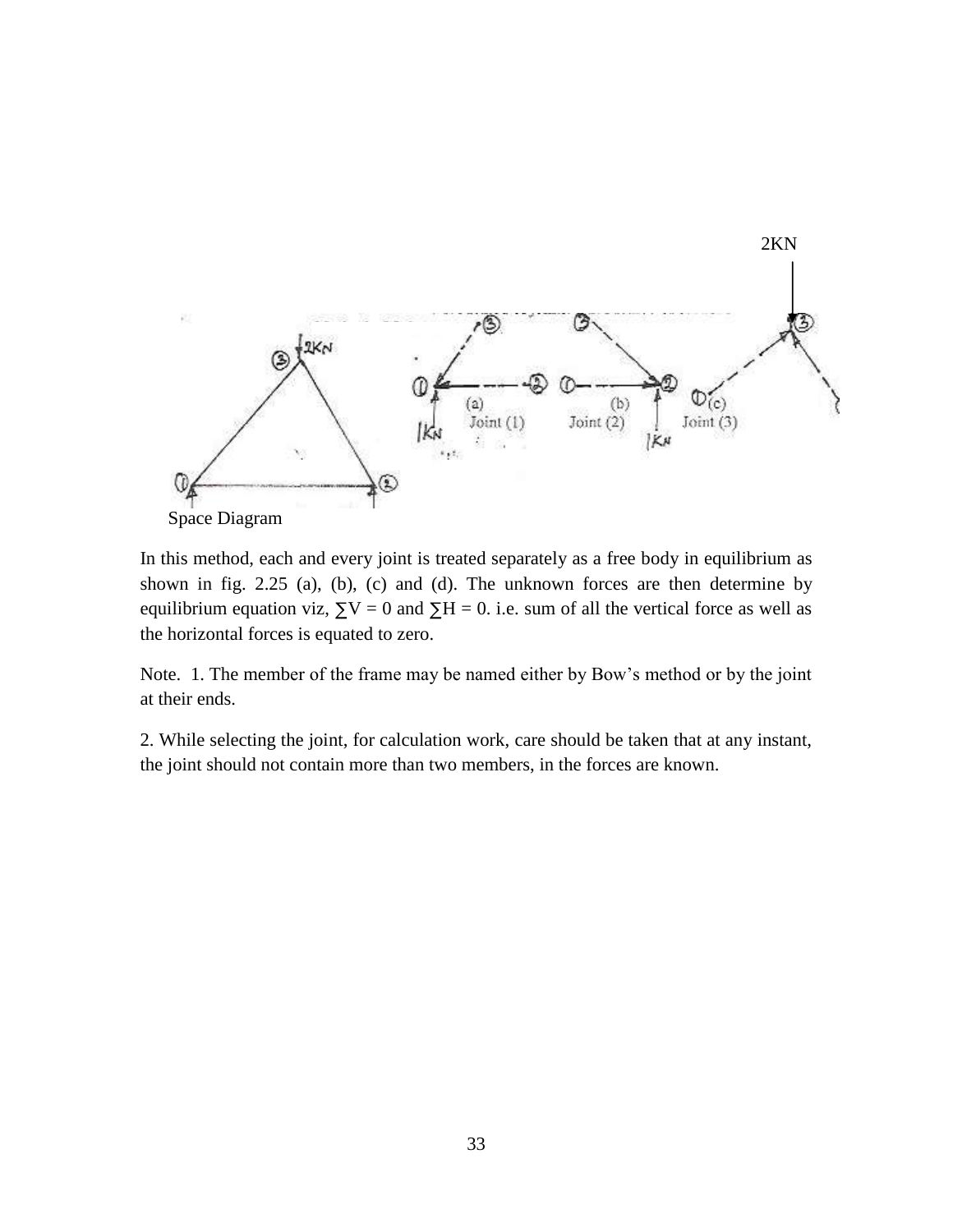Space Diagram

In this method, each and every joint is treated separately as a free body in equilibrium as shown in fig. 2.25 (a), (b), (c) and (d). The unknown forces are then determine by equilibrium equation viz, $\sum V = 0$ and $\sum H = 0$. i.e. sum of all the vertical force as well as the horizontal forces is equated to zero.

Note. 1. The member of the frame may be named either by Bow's method or by the joint at their ends.

2. While selecting the joint, for calculation work, care should be taken that at any instant, the joint should not contain more than two members, in the forces are known.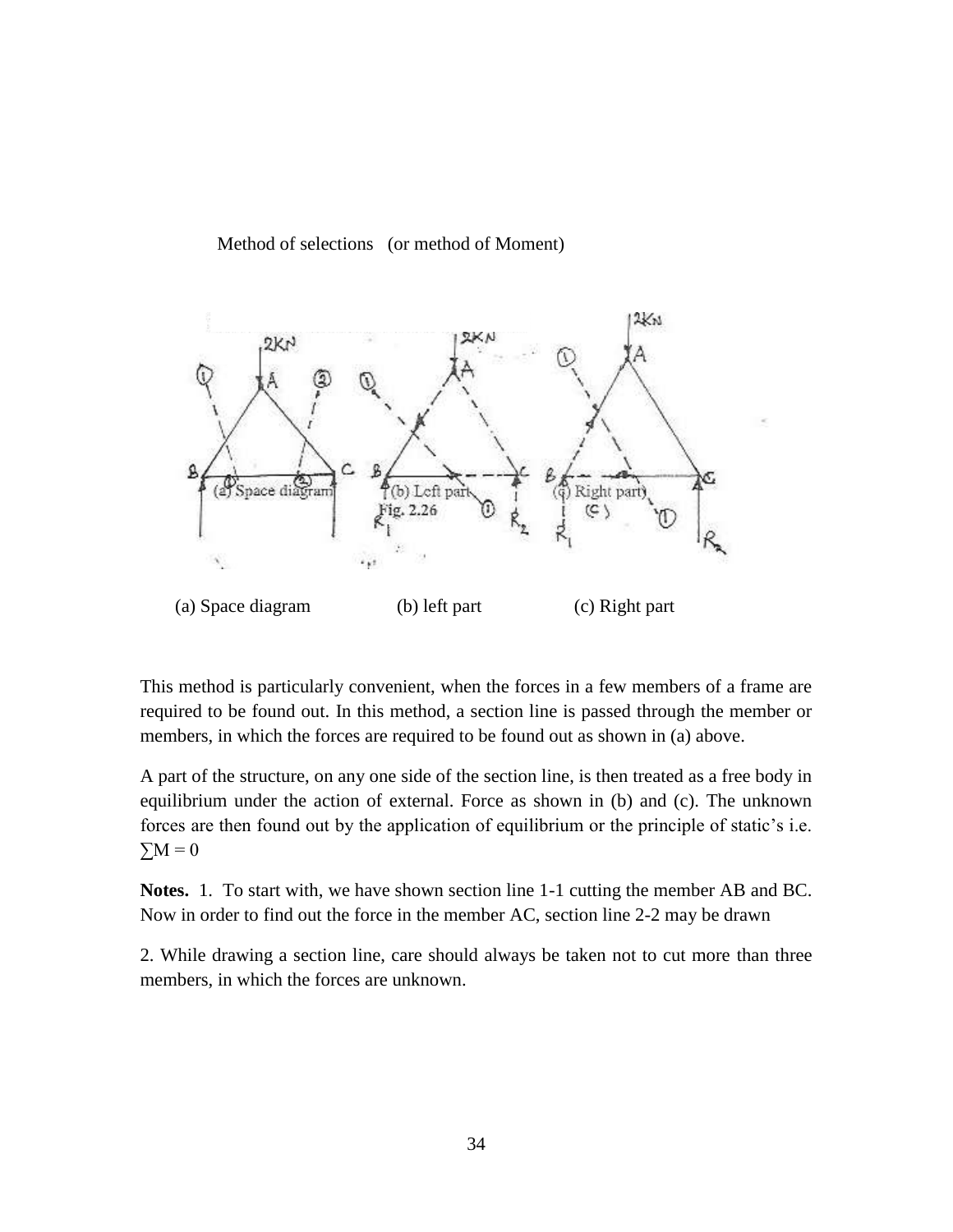Method of selections (or method of Moment)

(a) Space diagram (b) left part (c) Right part

This method is particularly convenient, when the forces in a few members of a frame are required to be found out. In this method, a section line is passed through the member or members, in which the forces are required to be found out as shown in (a) above.

A part of the structure, on any one side of the section line, is then treated as a free body in equilibrium under the action of external. Force as shown in (b) and (c). The unknown forces are then found out by the application of equilibrium or the principle of static's i.e. $\sum M = 0$

**Notes.** 1. To start with, we have shown section line 1-1 cutting the member AB and BC. Now in order to find out the force in the member AC, section line 2-2 may be drawn

2. While drawing a section line, care should always be taken not to cut more than three members, in which the forces are unknown.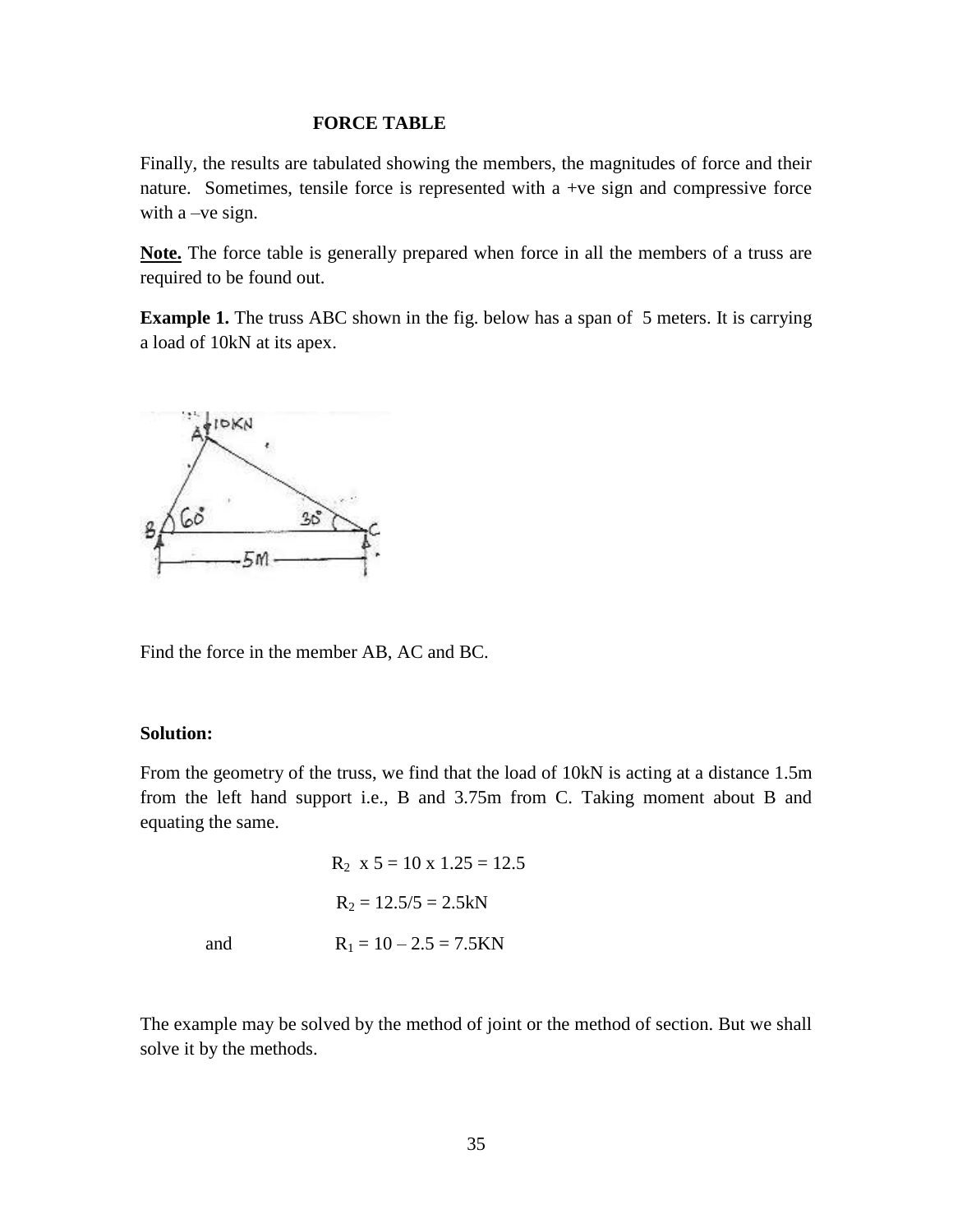### FORCE TABLE

Finally, the results are tabulated showing the members, the magnitudes of force and their nature. Sometimes, tensile force is represented with a +ve sign and compressive force with a –ve sign.

**Note.** The force table is generally prepared when force in all the members of a truss are required to be found out.

**Example 1.** The truss ABC shown in the fig. below has a span of 5 meters. It is carrying a load of 10kN at its apex.

Find the force in the member AB, AC and BC.

**Solution:**

From the geometry of the truss, we find that the load of 10kN is acting at a distance 1.5m from the left hand support i.e., B and 3.75m from C. Taking moment about B and equating the same.

$$R_2 \times 5 = 10 \times 1.25 = 12.5$$

$$R_2 = 12.5/5 = 2.5\text{kN}$$

and $$R_1 = 10 - 2.5 = 7.5\text{KN}$$

The example may be solved by the method of joint or the method of section. But we shall solve it by the methods.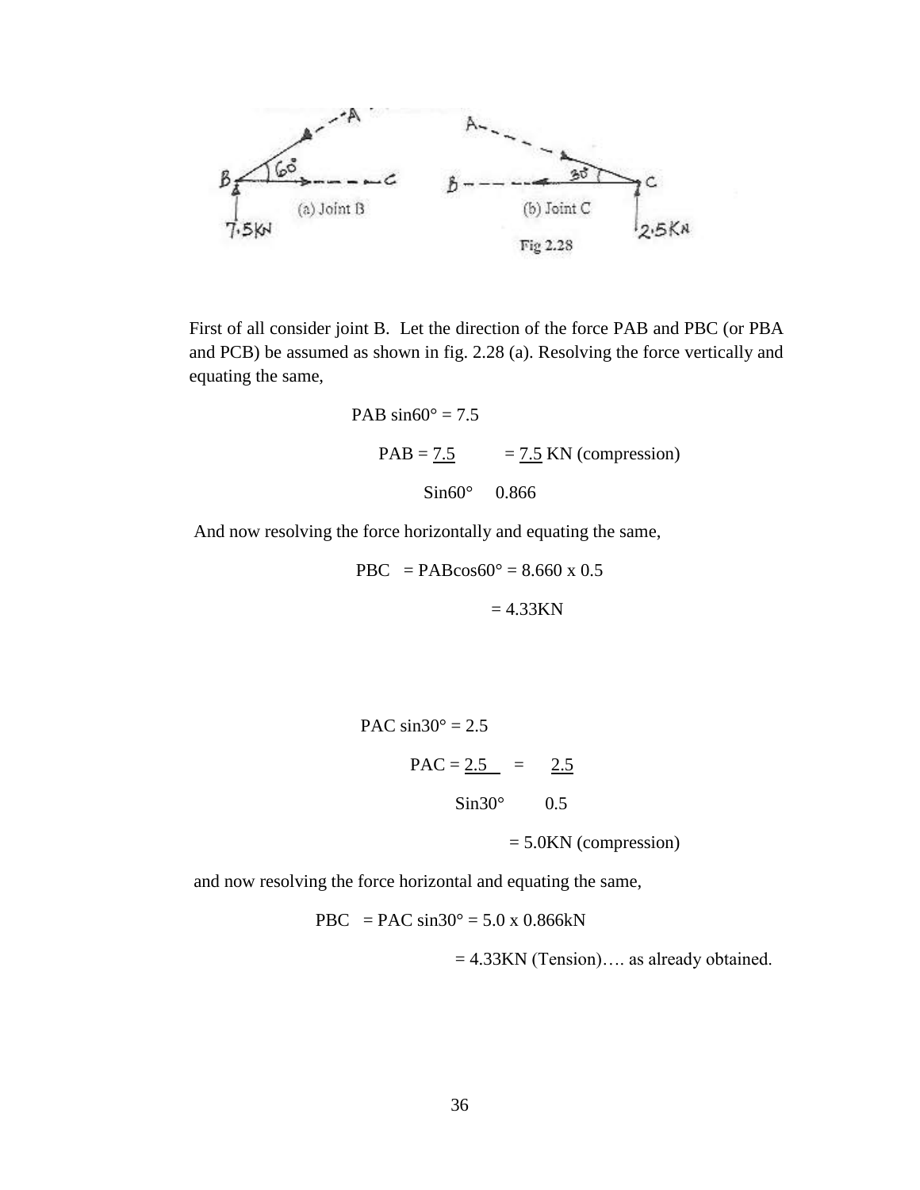(a) Joint B (b) Joint C

Fig 2.28

First of all consider joint B. Let the direction of the force PAB and PBC (or PBA and PCB) be assumed as shown in fig. 2.28 (a). Resolving the force vertically and equating the same,

$$PAB \sin 60° = 7.5$$

$$PAB = \frac{7.5}{\sin 60°} = \frac{7.5}{0.866} \text{ KN (compression)}$$

And now resolving the force horizontally and equating the same,

$$PBC = PAB\cos 60° = 8.660 \times 0.5$$

$$= 4.33\text{KN}$$

$$PAC \sin 30° = 2.5$$

$$PAC = \frac{2.5}{\sin 30°} = \frac{2.5}{0.5}$$

$$= 5.0\text{KN (compression)}$$

and now resolving the force horizontal and equating the same,

$$PBC = PAC \sin 30° = 5.0 \times 0.866\text{kN}$$

$$= 4.33\text{KN (Tension)}$$ …. as already obtained.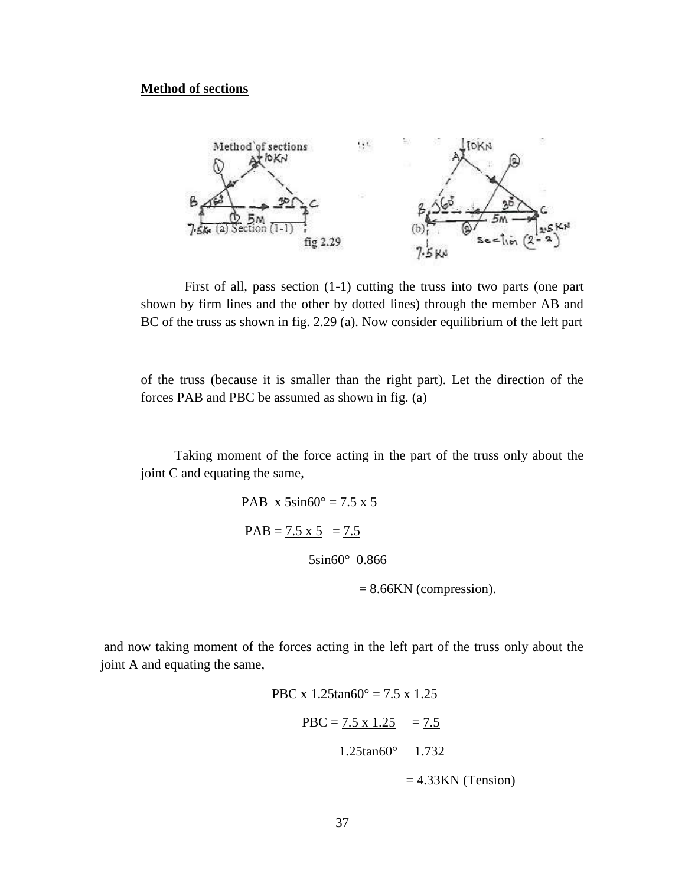## Method of sections

First of all, pass section (1-1) cutting the truss into two parts (one part shown by firm lines and the other by dotted lines) through the member AB and BC of the truss as shown in fig. 2.29 (a). Now consider equilibrium of the left part

of the truss (because it is smaller than the right part). Let the direction of the forces PAB and PBC be assumed as shown in fig. (a)

Taking moment of the force acting in the part of the truss only about the joint C and equating the same,

$$PAB \times 5\sin 60° = 7.5 \times 5$$

$$PAB = \frac{7.5 \times 5}{5\sin 60°} = \frac{7.5}{0.866}$$

$$= 8.66KN \text{ (compression).}$$

and now taking moment of the forces acting in the left part of the truss only about the joint A and equating the same,

$$PBC \times 1.25\tan 60° = 7.5 \times 1.25$$

$$PBC = \frac{7.5 \times 1.25}{1.25\tan 60°} = \frac{7.5}{1.732}$$

$$= 4.33KN \text{ (Tension)}$$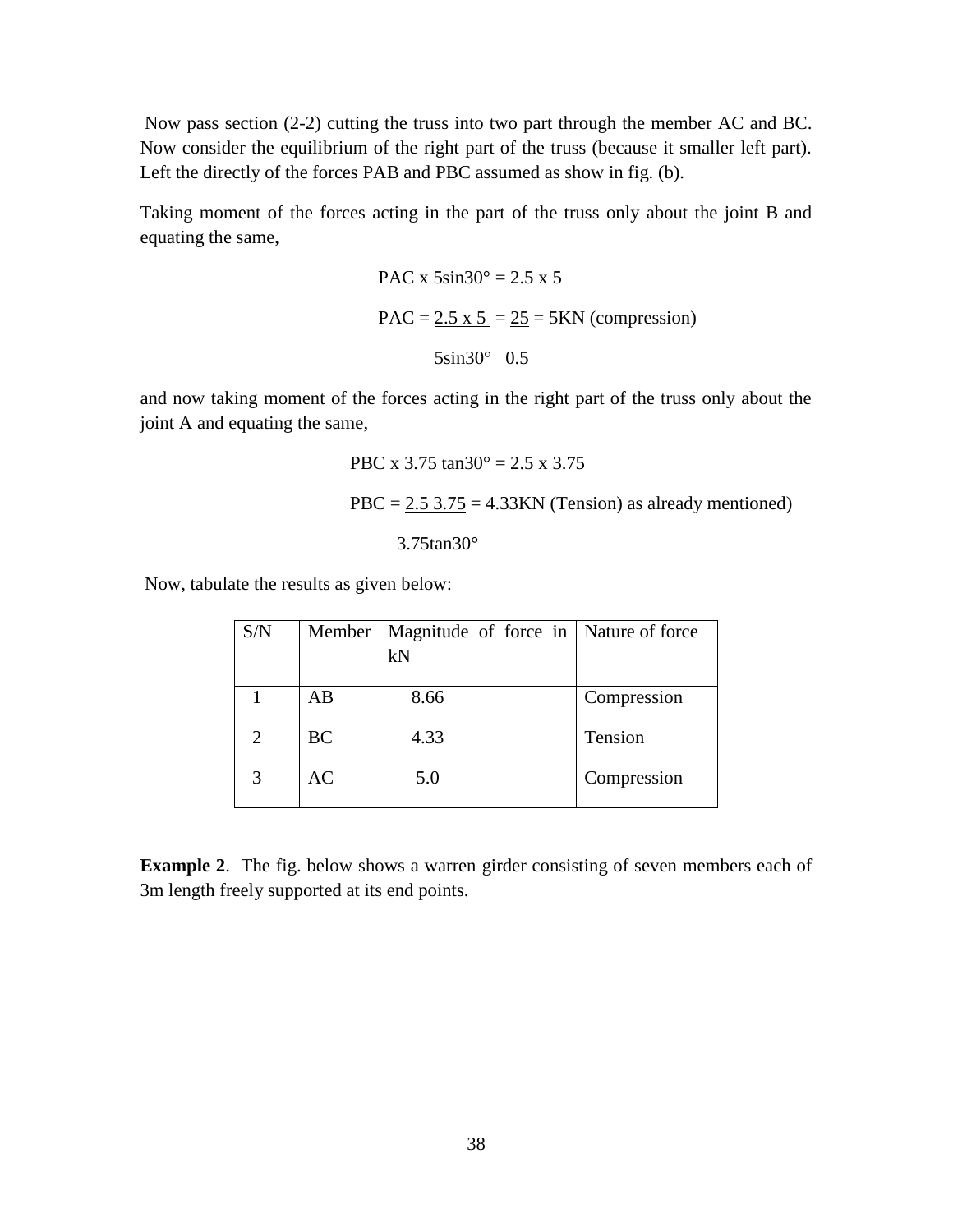Now pass section (2-2) cutting the truss into two part through the member AC and BC. Now consider the equilibrium of the right part of the truss (because it smaller left part). Left the directly of the forces PAB and PBC assumed as show in fig. (b).

Taking moment of the forces acting in the part of the truss only about the joint B and equating the same,

$$P_{AC} \times 5\sin 30° = 2.5 \times 5$$

$$P_{AC} = \frac{2.5 \times 5}{5\sin 30°} = \frac{25}{0.5} = 5\text{KN (compression)}$$

and now taking moment of the forces acting in the right part of the truss only about the joint A and equating the same,

$$P_{BC} \times 3.75\tan 30° = 2.5 \times 3.75$$

$$P_{BC} = \frac{2.5 \; 3.75}{3.75\tan 30°} = 4.33\text{KN (Tension) as already mentioned)}$$

Now, tabulate the results as given below:

| S/N | Member | Magnitude of force in kN | Nature of force |
|---|---|---|---|
| 1 | AB | 8.66 | Compression |
| 2 | BC | 4.33 | Tension |
| 3 | AC | 5.0 | Compression |

**Example 2**. The fig. below shows a warren girder consisting of seven members each of 3m length freely supported at its end points.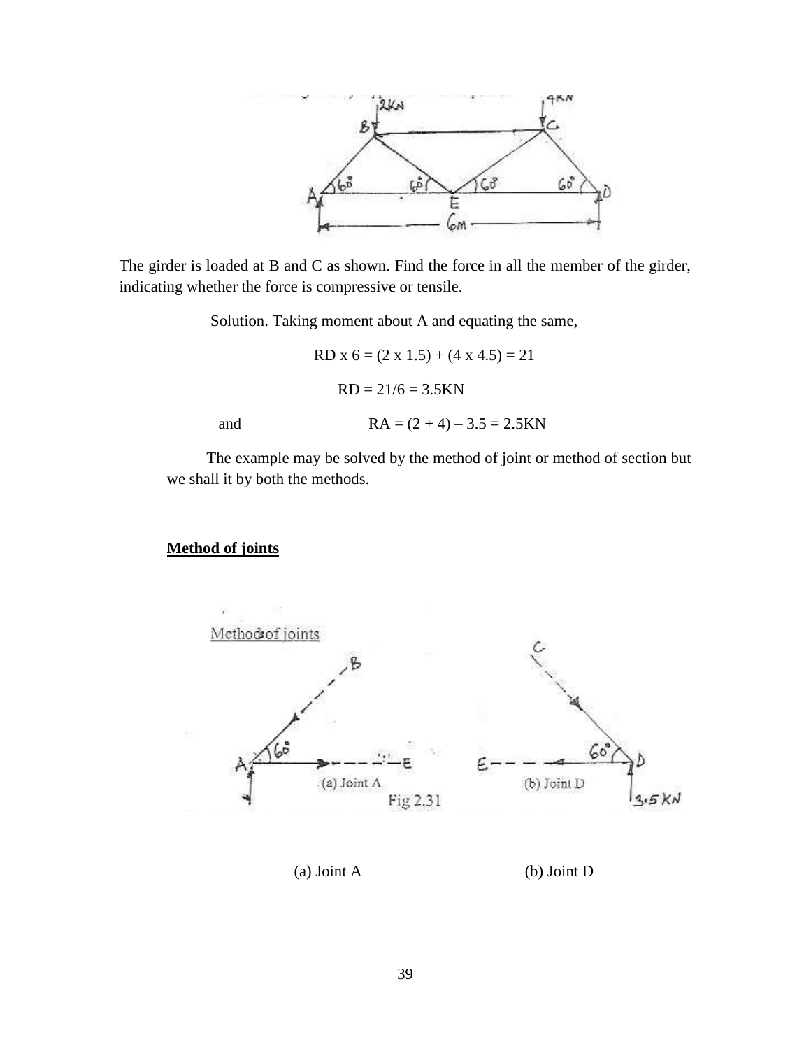The girder is loaded at B and C as shown. Find the force in all the member of the girder, indicating whether the force is compressive or tensile.

Solution. Taking moment about A and equating the same,

RD x 6 = (2 x 1.5) + (4 x 4.5) = 21

RD = 21/6 = 3.5KN

and RA = (2 + 4) – 3.5 = 2.5KN

The example may be solved by the method of joint or method of section but we shall it by both the methods.

**Method of joints**

(a) Joint A (b) Joint D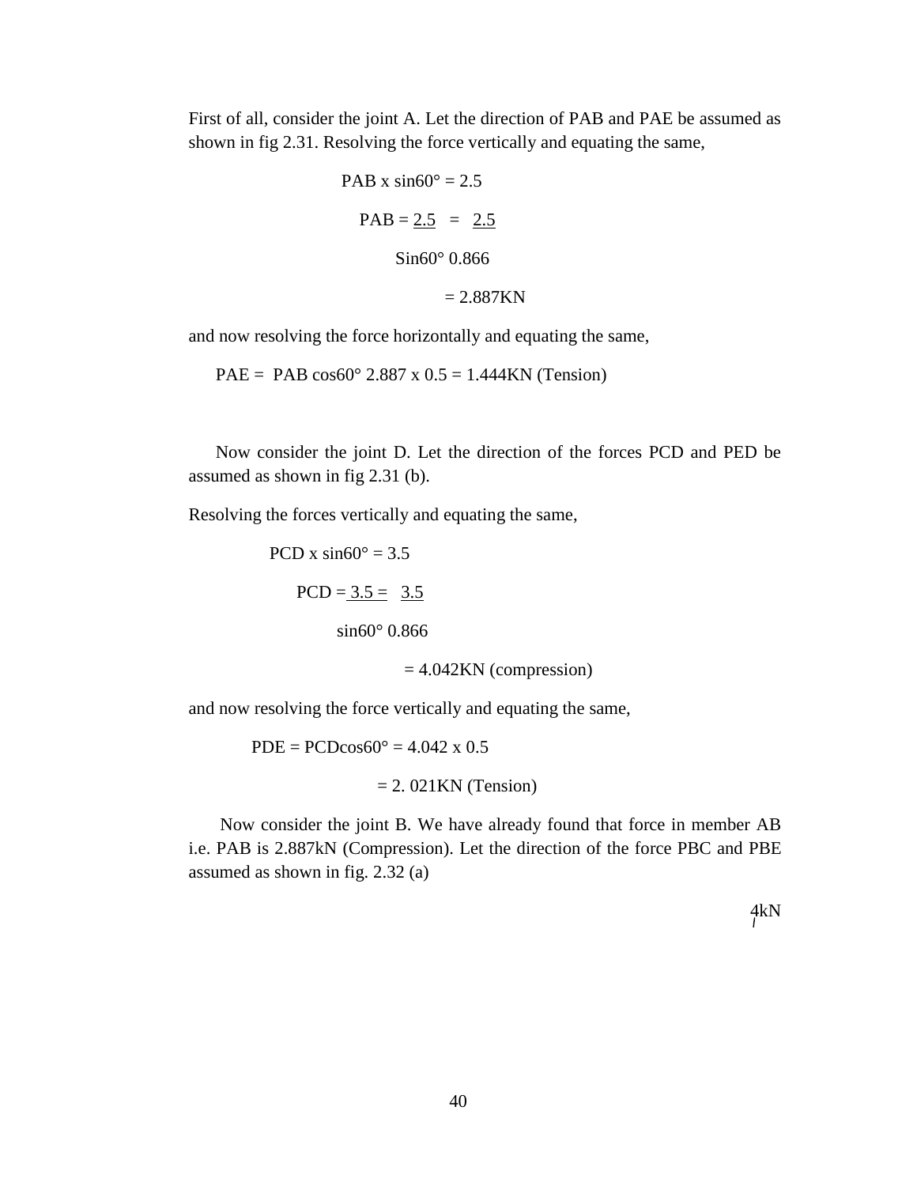First of all, consider the joint A. Let the direction of PAB and PAE be assumed as shown in fig 2.31. Resolving the force vertically and equating the same,

$$PAB \times \sin 60° = 2.5$$

$$PAB = \frac{2.5}{\sin 60°} = \frac{2.5}{0.866}$$

$$= 2.887KN$$

and now resolving the force horizontally and equating the same,

$$PAE = PAB \cos 60° \; 2.887 \times 0.5 = 1.444KN \text{ (Tension)}$$

Now consider the joint D. Let the direction of the forces PCD and PED be assumed as shown in fig 2.31 (b).

Resolving the forces vertically and equating the same,

$$PCD \times \sin 60° = 3.5$$

$$PCD = \frac{3.5}{\sin 60°} = \frac{3.5}{0.866}$$

$$= 4.042KN \text{ (compression)}$$

and now resolving the force vertically and equating the same,

$$PDE = PCD \cos 60° = 4.042 \times 0.5$$

$$= 2.021KN \text{ (Tension)}$$

Now consider the joint B. We have already found that force in member AB i.e. PAB is 2.887kN (Compression). Let the direction of the force PBC and PBE assumed as shown in fig. 2.32 (a)

4kN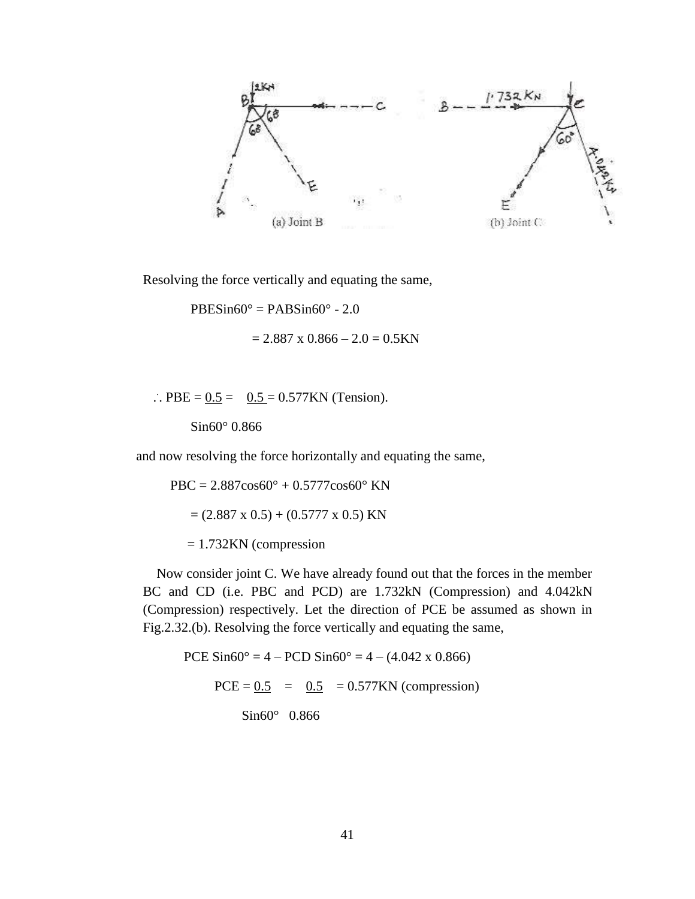(a) Joint B (b) Joint C

Resolving the force vertically and equating the same,

$$P_{BE}\sin 60° = P_{AB}\sin 60° - 2.0$$

$$= 2.887 \times 0.866 - 2.0 = 0.5\text{KN}$$

$$\therefore P_{BE} = \frac{0.5}{\sin 60°} = \frac{0.5}{0.866} = 0.577\text{KN (Tension)}.$$

and now resolving the force horizontally and equating the same,

$$P_{BC} = 2.887\cos 60° + 0.5777\cos 60° \text{ KN}$$

$$= (2.887 \times 0.5) + (0.5777 \times 0.5) \text{ KN}$$

$$= 1.732\text{KN (compression}$$

Now consider joint C. We have already found out that the forces in the member BC and CD (i.e. PBC and PCD) are 1.732kN (Compression) and 4.042kN (Compression) respectively. Let the direction of PCE be assumed as shown in Fig.2.32.(b). Resolving the force vertically and equating the same,

$$P_{CE}\sin 60° = 4 - P_{CD}\sin 60° = 4 - (4.042 \times 0.866)$$

$$P_{CE} = \frac{0.5}{\sin 60°} = \frac{0.5}{0.866} = 0.577\text{KN (compression)}$$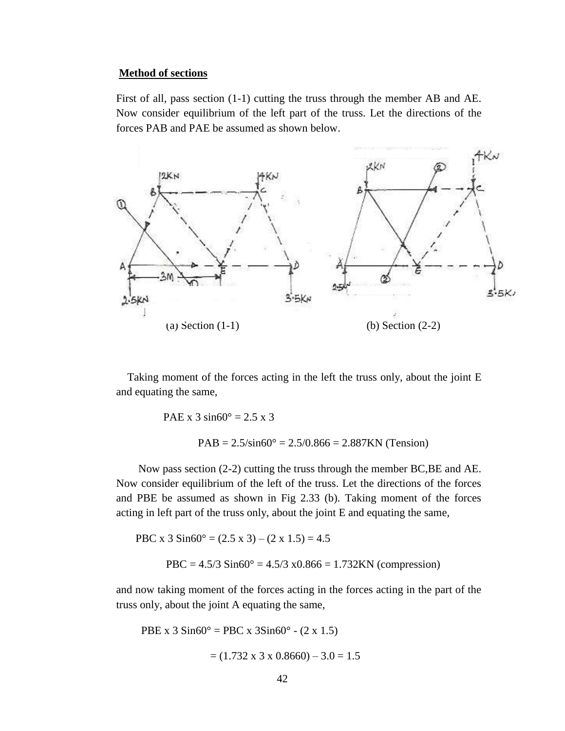**Method of sections**

First of all, pass section (1-1) cutting the truss through the member AB and AE. Now consider equilibrium of the left part of the truss. Let the directions of the forces PAB and PAE be assumed as shown below.

(a) Section (1-1) (b) Section (2-2)

Taking moment of the forces acting in the left the truss only, about the joint E and equating the same,

$$PAE \times 3 \sin 60° = 2.5 \times 3$$

$$PAB = 2.5/\sin 60° = 2.5/0.866 = 2.887KN \text{ (Tension)}$$

Now pass section (2-2) cutting the truss through the member BC,BE and AE. Now consider equilibrium of the left of the truss. Let the directions of the forces and PBE be assumed as shown in Fig 2.33 (b). Taking moment of the forces acting in left part of the truss only, about the joint E and equating the same,

$$PBC \times 3 \sin 60° = (2.5 \times 3) – (2 \times 1.5) = 4.5$$

$$PBC = 4.5/3 \sin 60° = 4.5/3 \times 0.866 = 1.732KN \text{ (compression)}$$

and now taking moment of the forces acting in the forces acting in the part of the truss only, about the joint A equating the same,

$$PBE \times 3 \sin 60° = PBC \times 3\sin 60° - (2 \times 1.5)$$

$$= (1.732 \times 3 \times 0.8660) – 3.0 = 1.5$$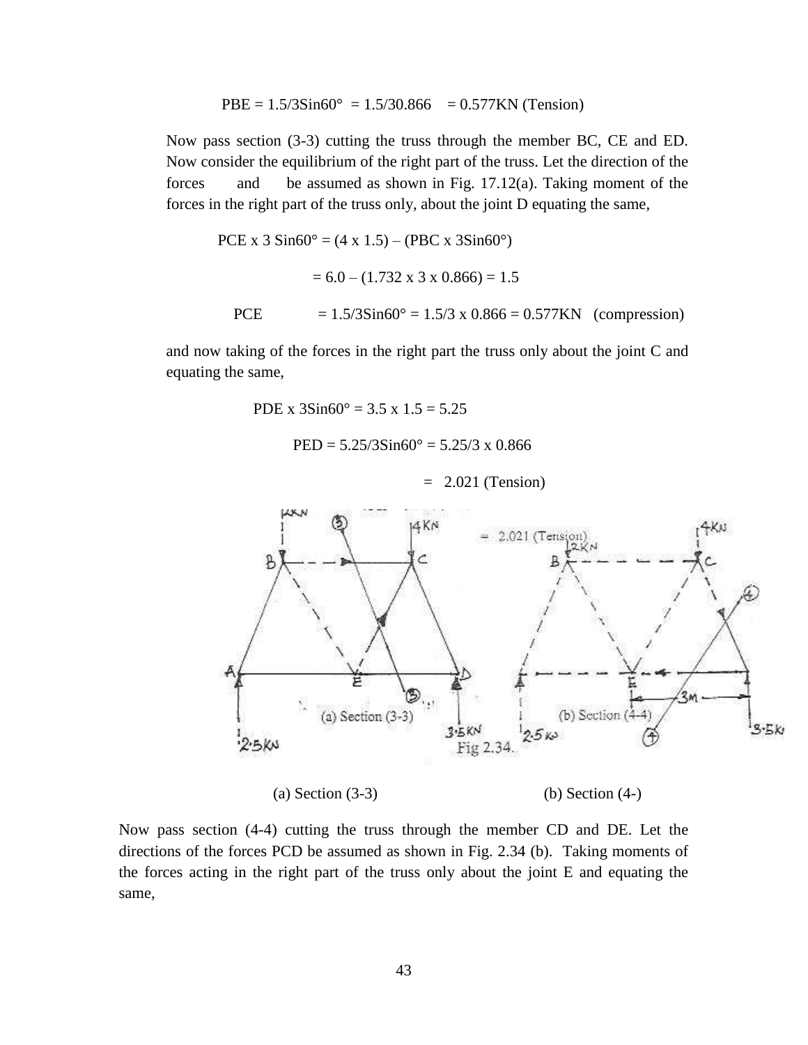$$P_{BE} = 1.5/3\text{Sin}60° = 1.5/30.866 \quad = 0.577\text{KN (Tension)}$$

Now pass section (3-3) cutting the truss through the member BC, CE and ED. Now consider the equilibrium of the right part of the truss. Let the direction of the forces and be assumed as shown in Fig. 17.12(a). Taking moment of the forces in the right part of the truss only, about the joint D equating the same,

$$P_{CE} \times 3\ \text{Sin}60° = (4 \times 1.5) – (P_{BC} \times 3\text{Sin}60°)$$

$$= 6.0 – (1.732 \times 3 \times 0.866) = 1.5$$

$$P_{CE} \quad = 1.5/3\text{Sin}60° = 1.5/3 \times 0.866 = 0.577\text{KN} \quad \text{(compression)}$$

and now taking of the forces in the right part the truss only about the joint C and equating the same,

$$P_{DE} \times 3\text{Sin}60° = 3.5 \times 1.5 = 5.25$$

$$P_{ED} = 5.25/3\text{Sin}60° = 5.25/3 \times 0.866$$

$$= \ 2.021\ \text{(Tension)}$$

(a) Section (3-3) (b) Section (4-)

Now pass section (4-4) cutting the truss through the member CD and DE. Let the directions of the forces PCD be assumed as shown in Fig. 2.34 (b). Taking moments of the forces acting in the right part of the truss only about the joint E and equating the same,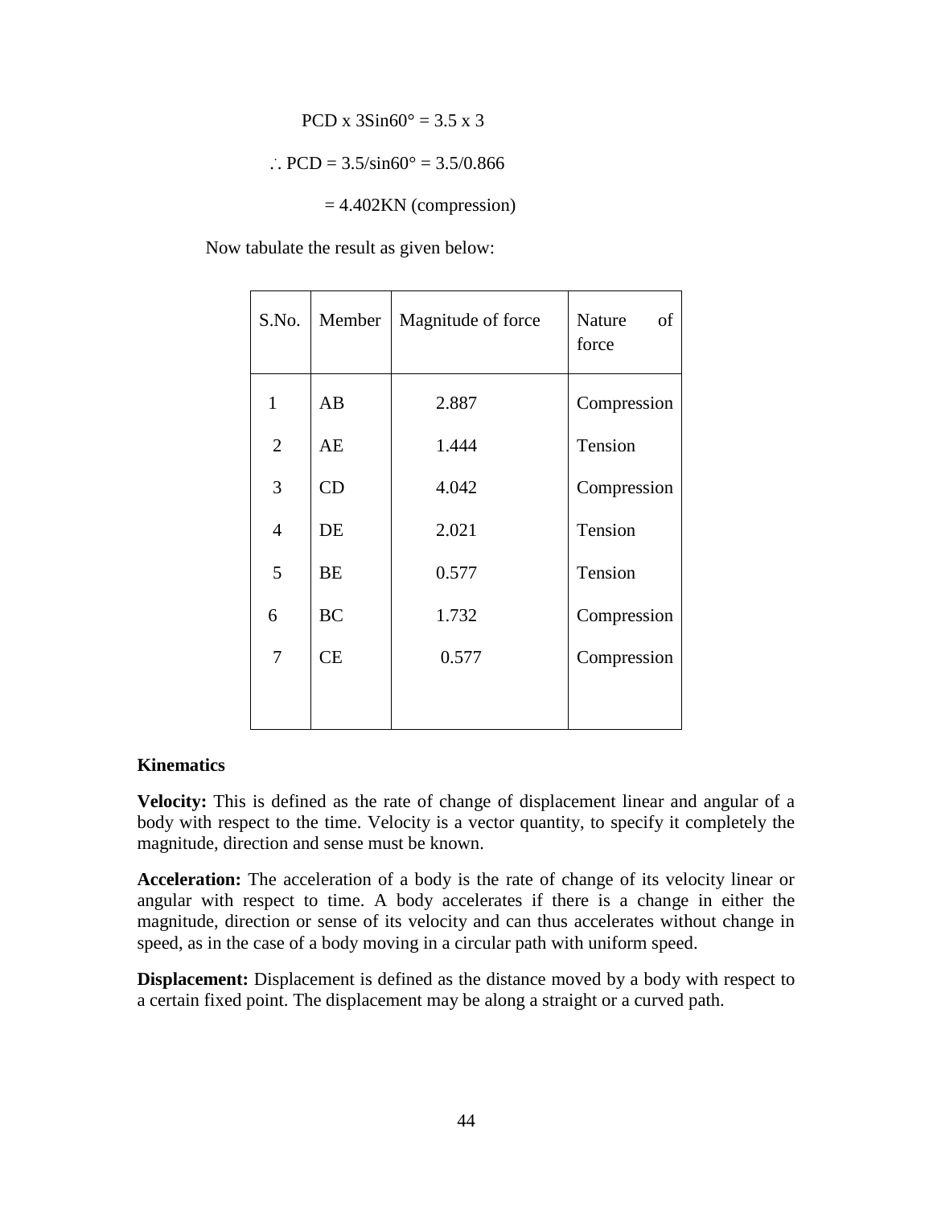$$P_{CD} \times 3\sin 60° = 3.5 \times 3$$

$$\therefore P_{CD} = 3.5/\sin 60° = 3.5/0.866$$

$$= 4.402\text{KN (compression)}$$

Now tabulate the result as given below:

| S.No. | Member | Magnitude of force | Nature of force |
|---|---|---|---|
| 1 | AB | 2.887 | Compression |
| 2 | AE | 1.444 | Tension |
| 3 | CD | 4.042 | Compression |
| 4 | DE | 2.021 | Tension |
| 5 | BE | 0.577 | Tension |
| 6 | BC | 1.732 | Compression |
| 7 | CE | 0.577 | Compression |

**Kinematics**

**Velocity:** This is defined as the rate of change of displacement linear and angular of a body with respect to the time. Velocity is a vector quantity, to specify it completely the magnitude, direction and sense must be known.

**Acceleration:** The acceleration of a body is the rate of change of its velocity linear or angular with respect to time. A body accelerates if there is a change in either the magnitude, direction or sense of its velocity and can thus accelerates without change in speed, as in the case of a body moving in a circular path with uniform speed.

**Displacement:** Displacement is defined as the distance moved by a body with respect to a certain fixed point. The displacement may be along a straight or a curved path.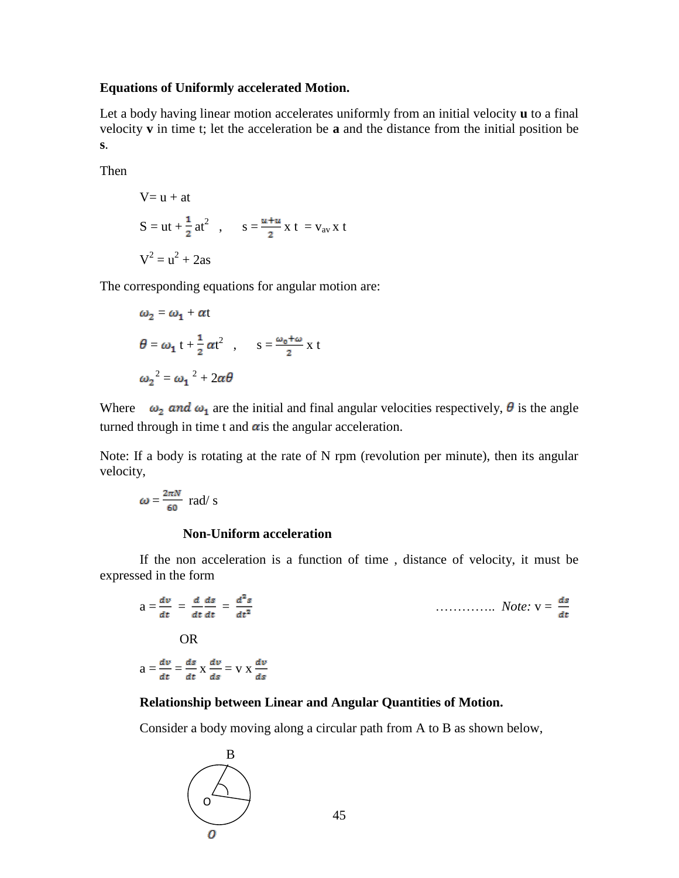**Equations of Uniformly accelerated Motion.**

Let a body having linear motion accelerates uniformly from an initial velocity **u** to a final velocity **v** in time t; let the acceleration be **a** and the distance from the initial position be **s**.

Then

$$V = u + at$$

$$S = ut + \frac{1}{2}at^2 \quad , \quad s = \frac{u+u}{2} \times t = v_{av} \times t$$

$$V^2 = u^2 + 2as$$

The corresponding equations for angular motion are:

$$\omega_2 = \omega_1 + \alpha t$$

$$\theta = \omega_1 t + \frac{1}{2}\alpha t^2 \quad , \quad s = \frac{\omega_0 + \omega}{2} \times t$$

$$\omega_2{}^2 = \omega_1{}^2 + 2\alpha\theta$$

Where $\omega_2$ *and* $\omega_1$ are the initial and final angular velocities respectively, $\theta$ is the angle turned through in time t and $\alpha$is the angular acceleration.

Note: If a body is rotating at the rate of N rpm (revolution per minute), then its angular velocity,

$$\omega = \frac{2\pi N}{60} \text{ rad/ s}$$

**Non-Uniform acceleration**

If the non acceleration is a function of time , distance of velocity, it must be expressed in the form

$$a = \frac{dv}{dt} = \frac{d}{dt}\frac{ds}{dt} = \frac{d^2s}{dt^2} \qquad \ldots\ldots\ldots\ldots.. \textit{ Note: } v = \frac{ds}{dt}$$

OR

$$a = \frac{dv}{dt} = \frac{ds}{dt} \times \frac{dv}{ds} = v \times \frac{dv}{ds}$$

**Relationship between Linear and Angular Quantities of Motion.**

Consider a body moving along a circular path from A to B as shown below,

B

O

$O$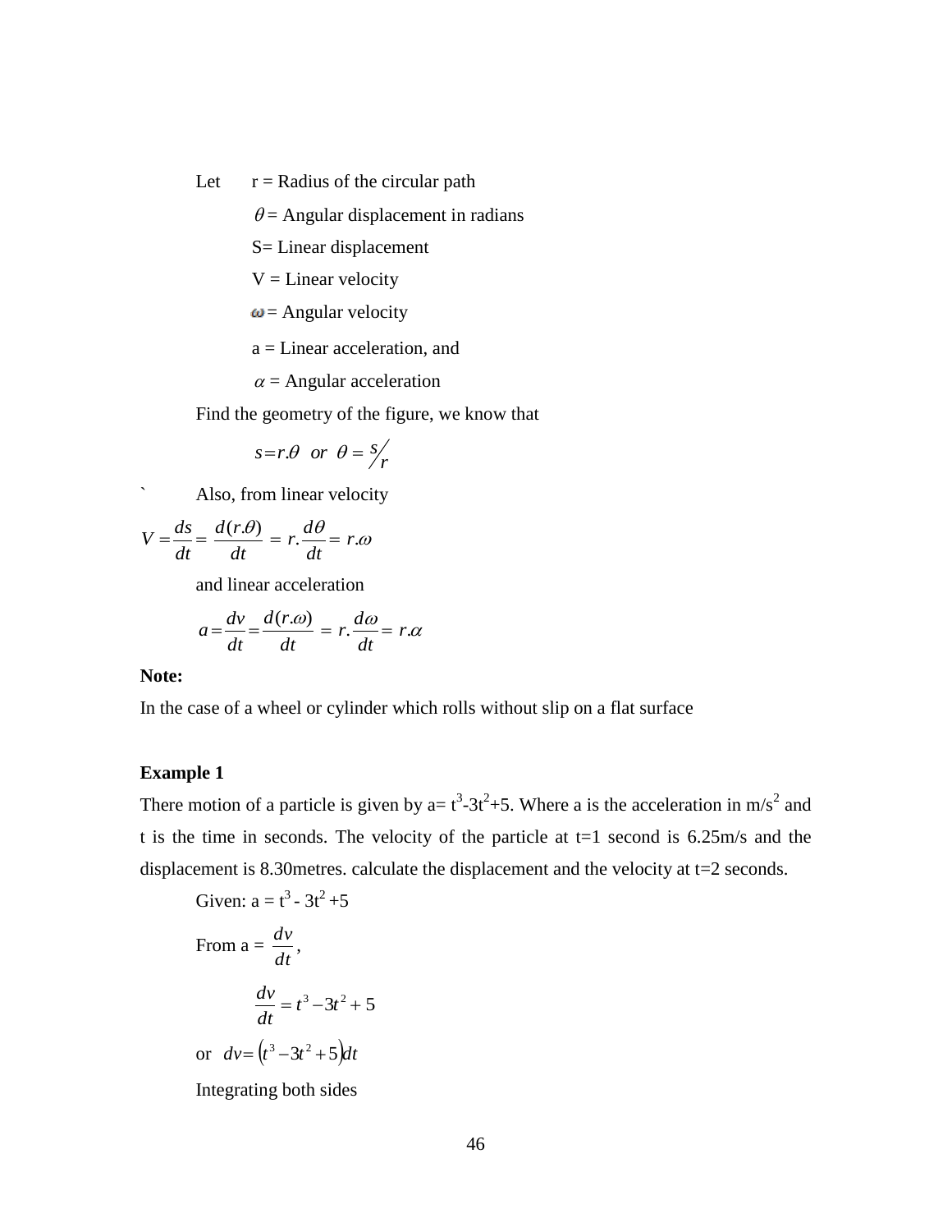Let r = Radius of the circular path

$\theta$ = Angular displacement in radians

S= Linear displacement

V = Linear velocity

$\omega$ = Angular velocity

a = Linear acceleration, and

$\alpha$ = Angular acceleration

Find the geometry of the figure, we know that

$$s = r.\theta \quad or \quad \theta = s/r$$

` Also, from linear velocity

$$V = \frac{ds}{dt} = \frac{d(r.\theta)}{dt} = r.\frac{d\theta}{dt} = r.\omega$$

and linear acceleration

$$a = \frac{dv}{dt} = \frac{d(r.\omega)}{dt} = r.\frac{d\omega}{dt} = r.\alpha$$

**Note:**

In the case of a wheel or cylinder which rolls without slip on a flat surface

**Example 1**

There motion of a particle is given by a= $t^3$-$3t^2$+5. Where a is the acceleration in m/$s^2$ and t is the time in seconds. The velocity of the particle at t=1 second is 6.25m/s and the displacement is 8.30metres. calculate the displacement and the velocity at t=2 seconds.

Given: a = $t^3$ - $3t^2$ +5

From a = $\frac{dv}{dt}$,

$$\frac{dv}{dt} = t^3 - 3t^2 + 5$$

or $dv = \left(t^3 - 3t^2 + 5\right)dt$

Integrating both sides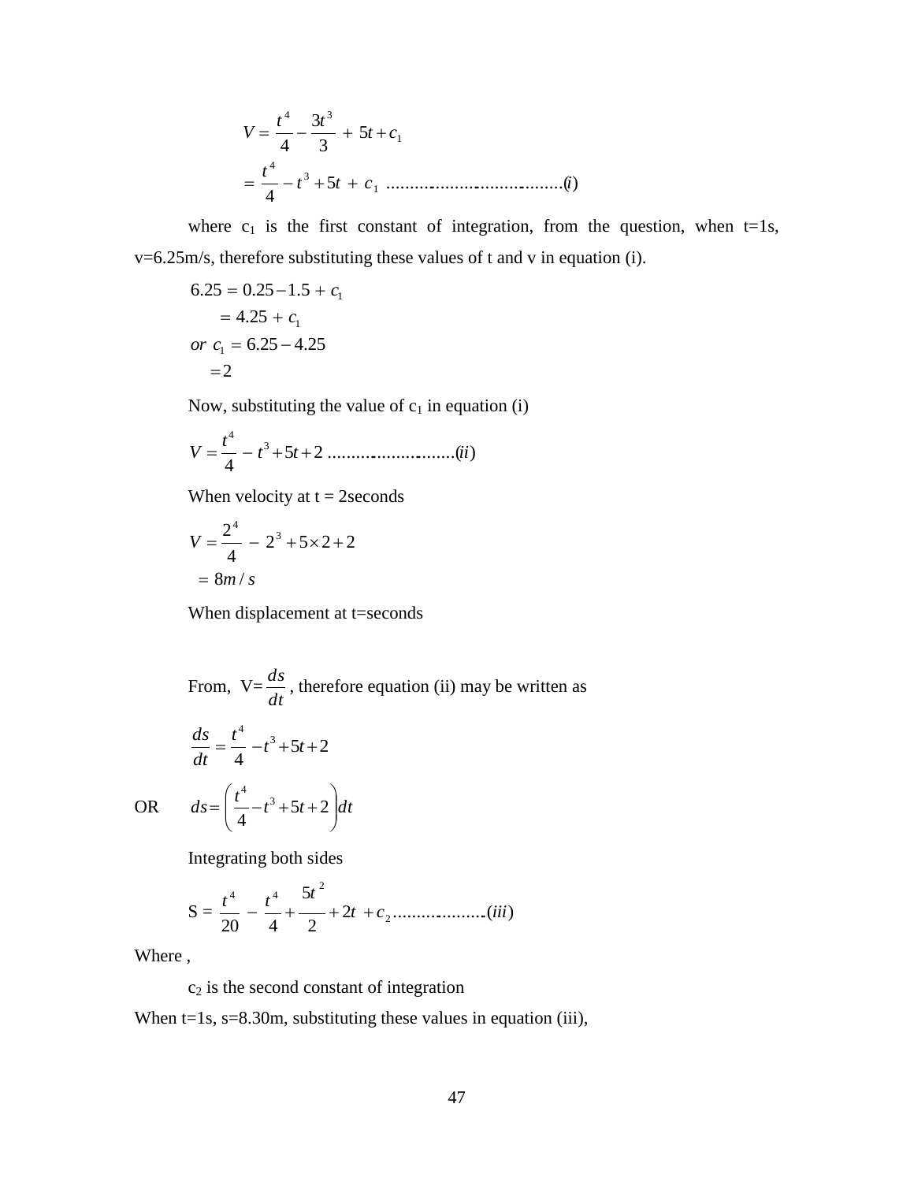$$V = \frac{t^4}{4} - \frac{3t^3}{3} + 5t + c_1$$

$$= \frac{t^4}{4} - t^3 + 5t + c_1 \text{ .....................................}(i)$$

where $c_1$ is the first constant of integration, from the question, when t=1s, v=6.25m/s, therefore substituting these values of t and v in equation (i).

$$6.25 = 0.25 - 1.5 + c_1$$

$$= 4.25 + c_1$$

$$or \ c_1 = 6.25 - 4.25$$

$$= 2$$

Now, substituting the value of $c_1$ in equation (i)

$$V = \frac{t^4}{4} - t^3 + 5t + 2 \text{ ..........................}(ii)$$

When velocity at t = 2seconds

$$V = \frac{2^4}{4} - 2^3 + 5 \times 2 + 2$$

$$= 8m/s$$

When displacement at t=seconds

From, V=$\frac{ds}{dt}$, therefore equation (ii) may be written as

$$\frac{ds}{dt} = \frac{t^4}{4} - t^3 + 5t + 2$$

OR $$ds = \left(\frac{t^4}{4} - t^3 + 5t + 2\right)dt$$

Integrating both sides

$$S = \frac{t^4}{20} - \frac{t^4}{4} + \frac{5t^2}{2} + 2t + c_2 \text{ ...................}(iii)$$

Where ,

$c_2$ is the second constant of integration

When t=1s, s=8.30m, substituting these values in equation (iii),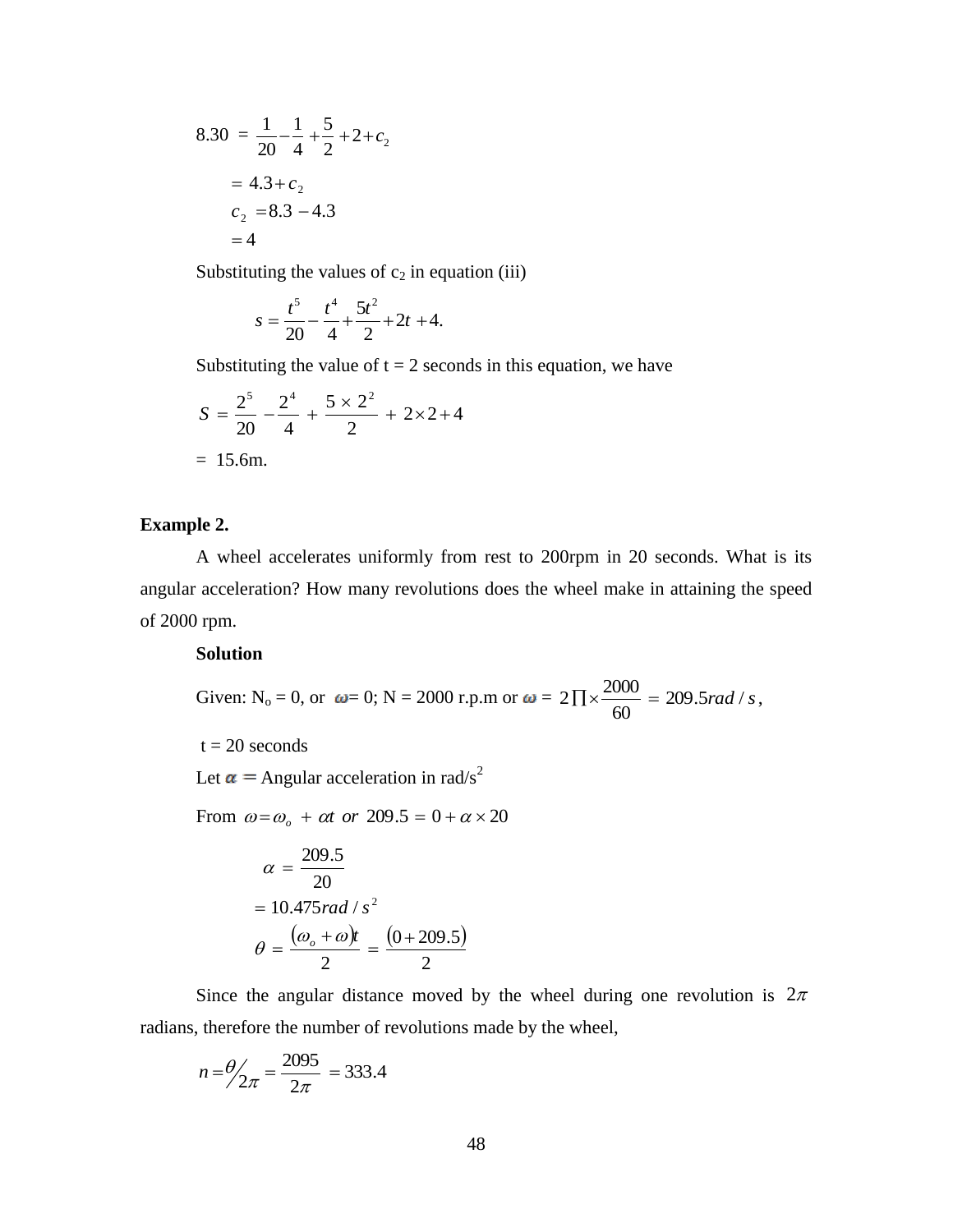$$8.30 = \frac{1}{20} - \frac{1}{4} + \frac{5}{2} + 2 + c_2$$

$$= 4.3 + c_2$$

$$c_2 = 8.3 - 4.3$$

$$= 4$$

Substituting the values of $c_2$ in equation (iii)

$$s = \frac{t^5}{20} - \frac{t^4}{4} + \frac{5t^2}{2} + 2t + 4.$$

Substituting the value of t = 2 seconds in this equation, we have

$$S = \frac{2^5}{20} - \frac{2^4}{4} + \frac{5 \times 2^2}{2} + 2 \times 2 + 4$$

= 15.6m.

**Example 2.**

A wheel accelerates uniformly from rest to 200rpm in 20 seconds. What is its angular acceleration? How many revolutions does the wheel make in attaining the speed of 2000 rpm.

**Solution**

Given: $N_o = 0$, or $\omega = 0$; N = 2000 r.p.m or $\omega = 2\prod \times \frac{2000}{60} = 209.5 rad/s$,

t = 20 seconds

Let $\alpha =$ Angular acceleration in rad/s$^2$

From $\omega = \omega_o + \alpha t$ or $209.5 = 0 + \alpha \times 20$

$$\alpha = \frac{209.5}{20}$$

$$= 10.475 rad/s^2$$

$$\theta = \frac{(\omega_o + \omega)t}{2} = \frac{(0 + 209.5)}{2}$$

Since the angular distance moved by the wheel during one revolution is $2\pi$ radians, therefore the number of revolutions made by the wheel,

$$n = \theta/2\pi = \frac{2095}{2\pi} = 333.4$$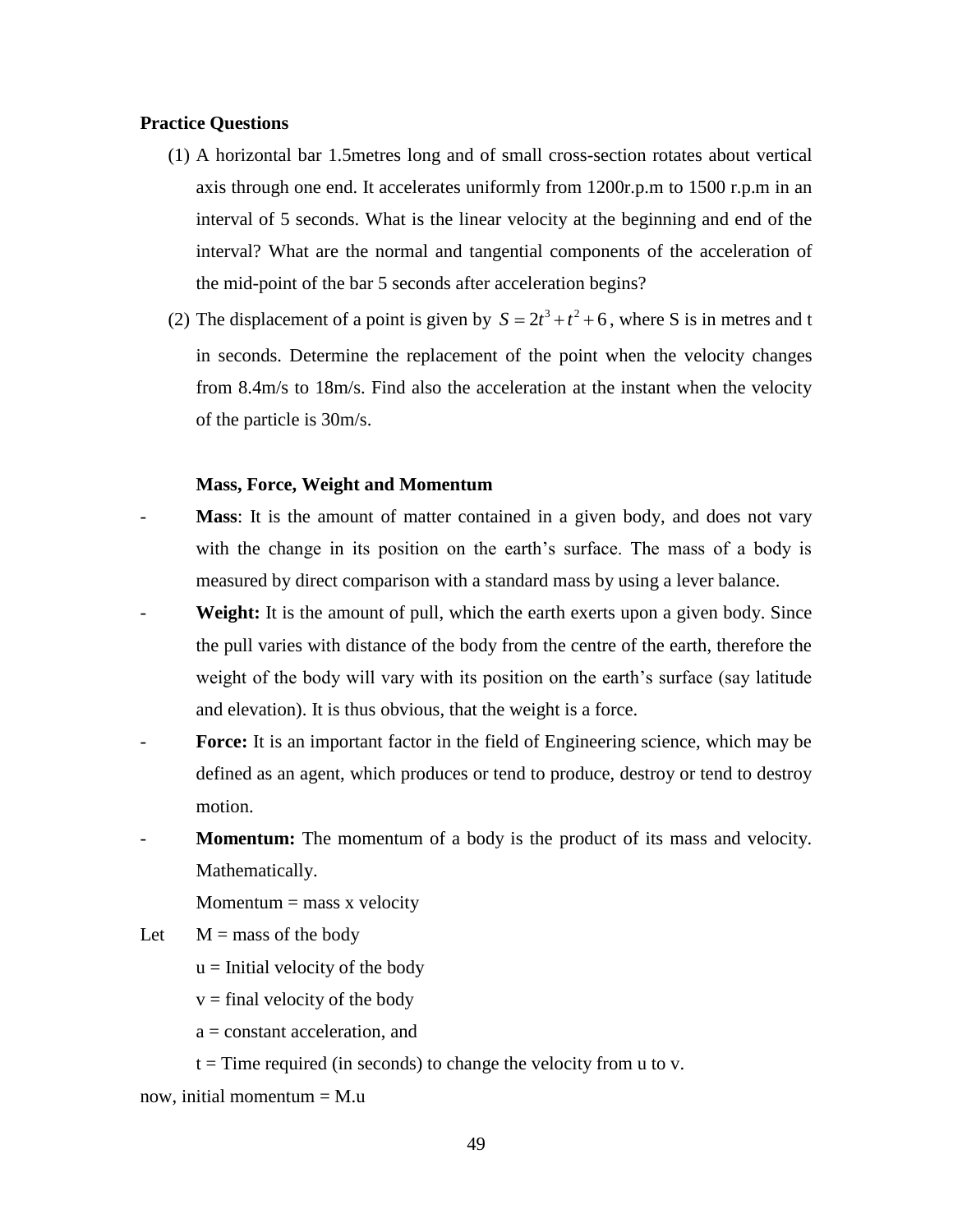**Practice Questions**

(1) A horizontal bar 1.5metres long and of small cross-section rotates about vertical axis through one end. It accelerates uniformly from 1200r.p.m to 1500 r.p.m in an interval of 5 seconds. What is the linear velocity at the beginning and end of the interval? What are the normal and tangential components of the acceleration of the mid-point of the bar 5 seconds after acceleration begins?

(2) The displacement of a point is given by $S = 2t^3 + t^2 + 6$, where S is in metres and t in seconds. Determine the replacement of the point when the velocity changes from 8.4m/s to 18m/s. Find also the acceleration at the instant when the velocity of the particle is 30m/s.

**Mass, Force, Weight and Momentum**

- **Mass**: It is the amount of matter contained in a given body, and does not vary with the change in its position on the earth's surface. The mass of a body is measured by direct comparison with a standard mass by using a lever balance.
- **Weight:** It is the amount of pull, which the earth exerts upon a given body. Since the pull varies with distance of the body from the centre of the earth, therefore the weight of the body will vary with its position on the earth's surface (say latitude and elevation). It is thus obvious, that the weight is a force.
- **Force:** It is an important factor in the field of Engineering science, which may be defined as an agent, which produces or tend to produce, destroy or tend to destroy motion.
- **Momentum:** The momentum of a body is the product of its mass and velocity. Mathematically.

  Momentum = mass x velocity

Let $M$ = mass of the body

$u$ = Initial velocity of the body

$v$ = final velocity of the body

$a$ = constant acceleration, and

$t$ = Time required (in seconds) to change the velocity from u to v.

now, initial momentum = M.u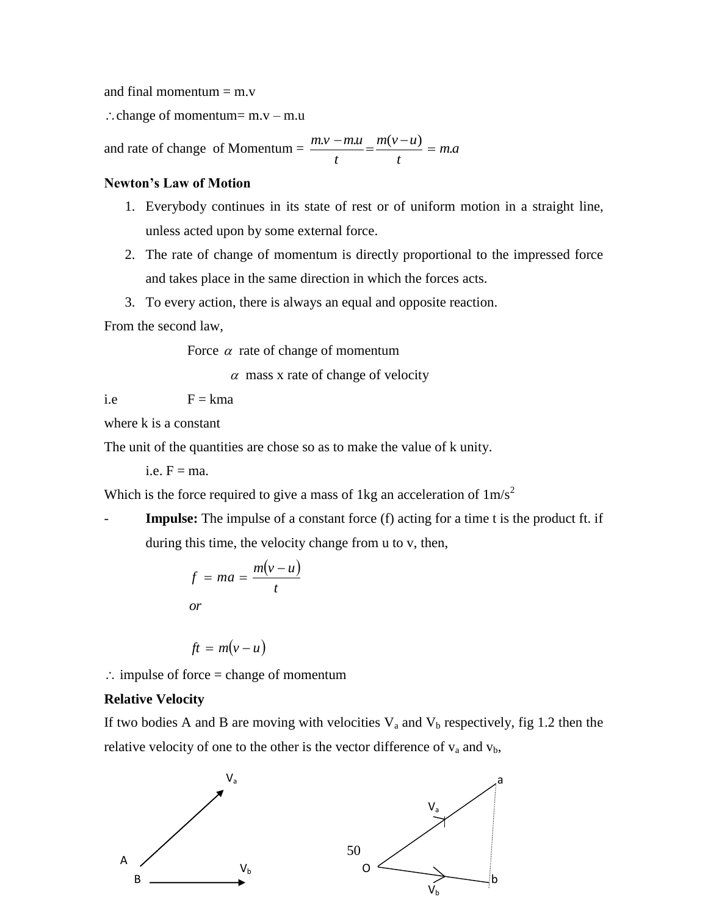and final momentum = m.v

$\therefore$ change of momentum= m.v – m.u

and rate of change of Momentum = $\dfrac{m.v - m.u}{t} = \dfrac{m(v-u)}{t} = m.a$

**Newton's Law of Motion**

1. Everybody continues in its state of rest or of uniform motion in a straight line, unless acted upon by some external force.
2. The rate of change of momentum is directly proportional to the impressed force and takes place in the same direction in which the forces acts.
3. To every action, there is always an equal and opposite reaction.

From the second law,

Force $\alpha$ rate of change of momentum

$\alpha$ mass x rate of change of velocity

i.e F = kma

where k is a constant

The unit of the quantities are chose so as to make the value of k unity.

i.e. F = ma.

Which is the force required to give a mass of 1kg an acceleration of 1m/s$^2$

- **Impulse:** The impulse of a constant force (f) acting for a time t is the product ft. if during this time, the velocity change from u to v, then,

$$f = ma = \frac{m(v-u)}{t}$$

*or*

$$ft = m(v-u)$$

$\therefore$ impulse of force = change of momentum

**Relative Velocity**

If two bodies A and B are moving with velocities $V_a$ and $V_b$ respectively, fig 1.2 then the relative velocity of one to the other is the vector difference of $v_a$ and $v_b$,

$V_a$ A B $V_b$ | a $V_a$ O $V_b$ b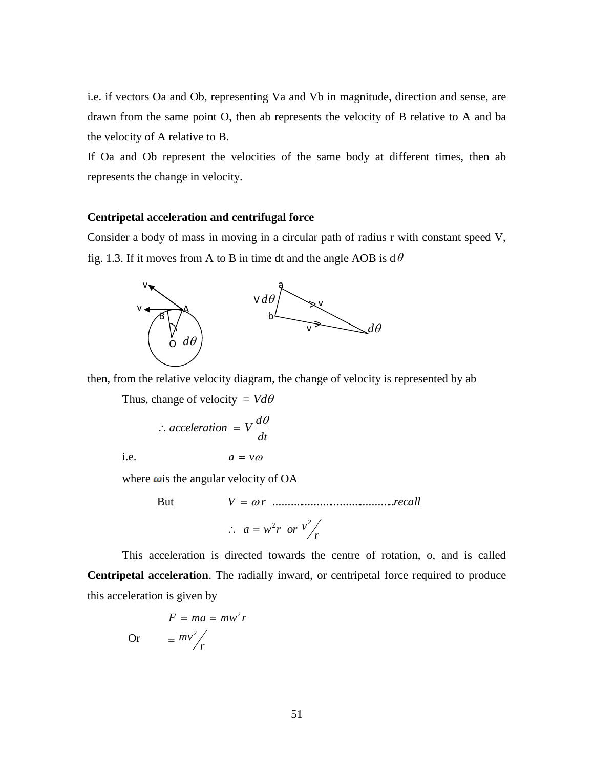i.e. if vectors Oa and Ob, representing Va and Vb in magnitude, direction and sense, are drawn from the same point O, then ab represents the velocity of B relative to A and ba the velocity of A relative to B.

If Oa and Ob represent the velocities of the same body at different times, then ab represents the change in velocity.

**Centripetal acceleration and centrifugal force**

Consider a body of mass in moving in a circular path of radius r with constant speed V, fig. 1.3. If it moves from A to B in time dt and the angle AOB is d$\theta$

then, from the relative velocity diagram, the change of velocity is represented by ab

Thus, change of velocity $= Vd\theta$

$$\therefore acceleration = V\frac{d\theta}{dt}$$

i.e. $a = v\omega$

where $\omega$ is the angular velocity of OA

But $V = \omega r$ .....................................recall

$$\therefore \ a = w^2 r \ \ or \ v^2/r$$

This acceleration is directed towards the centre of rotation, o, and is called **Centripetal acceleration**. The radially inward, or centripetal force required to produce this acceleration is given by

$$F = ma = mw^2 r$$

Or $= mv^2/r$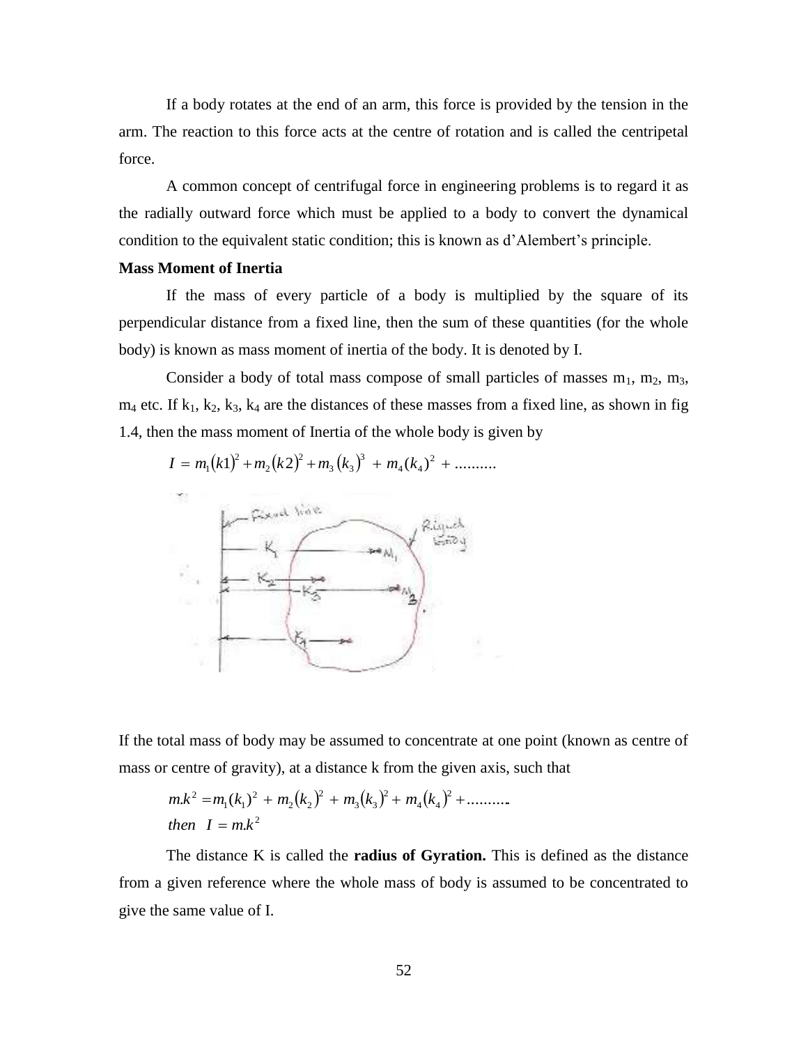If a body rotates at the end of an arm, this force is provided by the tension in the arm. The reaction to this force acts at the centre of rotation and is called the centripetal force.

A common concept of centrifugal force in engineering problems is to regard it as the radially outward force which must be applied to a body to convert the dynamical condition to the equivalent static condition; this is known as d'Alembert's principle.

**Mass Moment of Inertia**

If the mass of every particle of a body is multiplied by the square of its perpendicular distance from a fixed line, then the sum of these quantities (for the whole body) is known as mass moment of inertia of the body. It is denoted by I.

Consider a body of total mass compose of small particles of masses $m_1$, $m_2$, $m_3$, $m_4$ etc. If $k_1$, $k_2$, $k_3$, $k_4$ are the distances of these masses from a fixed line, as shown in fig 1.4, then the mass moment of Inertia of the whole body is given by

$$I = m_1(k1)^2 + m_2(k2)^2 + m_3(k_3)^3 + m_4(k_4)^2 + \dots\dots\dots$$

If the total mass of body may be assumed to concentrate at one point (known as centre of mass or centre of gravity), at a distance k from the given axis, such that

$$m.k^2 = m_1(k_1)^2 + m_2(k_2)^2 + m_3(k_3)^2 + m_4(k_4)^2 + \dots\dots\dots$$

$$then \quad I = m.k^2$$

The distance K is called the **radius of Gyration.** This is defined as the distance from a given reference where the whole mass of body is assumed to be concentrated to give the same value of I.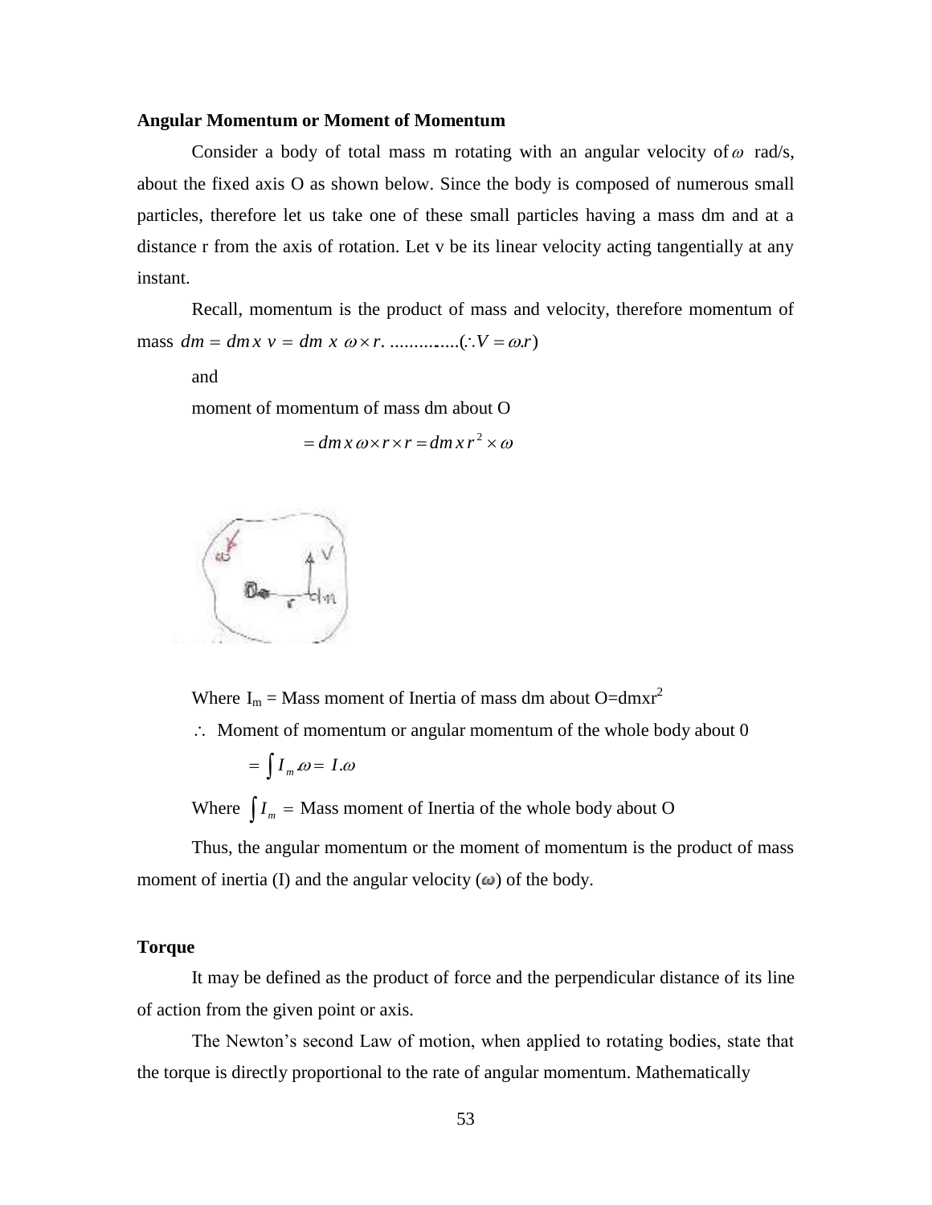**Angular Momentum or Moment of Momentum**

Consider a body of total mass m rotating with an angular velocity of $\omega$ rad/s, about the fixed axis O as shown below. Since the body is composed of numerous small particles, therefore let us take one of these small particles having a mass dm and at a distance r from the axis of rotation. Let v be its linear velocity acting tangentially at any instant.

Recall, momentum is the product of mass and velocity, therefore momentum of mass $dm = dm\,x\;v = dm\;x\;\omega \times r.$ ..............$(\therefore V = \omega.r)$

and

moment of momentum of mass dm about O

$$= dm\,x\,\omega \times r \times r = dm\,x\,r^2 \times \omega$$

Where $I_m$ = Mass moment of Inertia of mass dm about O=dmxr$^2$

$\therefore$ Moment of momentum or angular momentum of the whole body about 0

$$= \int I_m.\omega = I.\omega$$

Where $\int I_m =$ Mass moment of Inertia of the whole body about O

Thus, the angular momentum or the moment of momentum is the product of mass moment of inertia (I) and the angular velocity ($\omega$) of the body.

**Torque**

It may be defined as the product of force and the perpendicular distance of its line of action from the given point or axis.

The Newton's second Law of motion, when applied to rotating bodies, state that the torque is directly proportional to the rate of angular momentum. Mathematically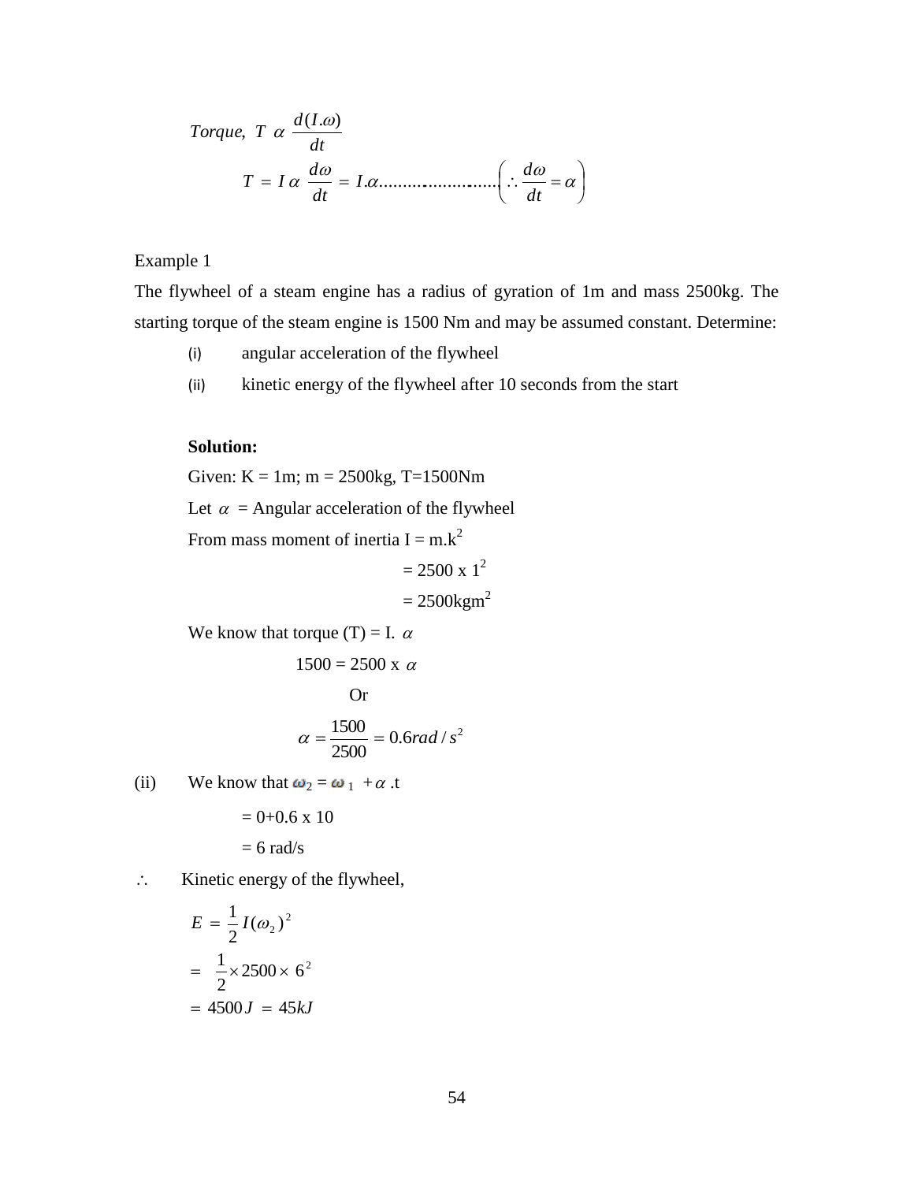$$Torque,\ T \ \alpha \ \frac{d(I.\omega)}{dt}$$

$$T = I \ \alpha \ \frac{d\omega}{dt} = I.\alpha.......................\left(\therefore \frac{d\omega}{dt} = \alpha\right)$$

Example 1

The flywheel of a steam engine has a radius of gyration of 1m and mass 2500kg. The starting torque of the steam engine is 1500 Nm and may be assumed constant. Determine:

(i) angular acceleration of the flywheel

(ii) kinetic energy of the flywheel after 10 seconds from the start

**Solution:**

Given: K = 1m; m = 2500kg, T=1500Nm

Let $\alpha$ = Angular acceleration of the flywheel

From mass moment of inertia I = m.k$^2$

$= 2500 \times 1^2$

$= 2500 kgm^2$

We know that torque (T) = I. $\alpha$

$1500 = 2500 \times \alpha$

Or

$$\alpha = \frac{1500}{2500} = 0.6 rad/s^2$$

(ii) We know that $\omega_2 = \omega_1 + \alpha .t$

$= 0 + 0.6 \times 10$

$= 6$ rad/s

$\therefore$ Kinetic energy of the flywheel,

$$E = \frac{1}{2} I(\omega_2)^2$$

$$= \frac{1}{2} \times 2500 \times 6^2$$

$$= 4500J = 45kJ$$